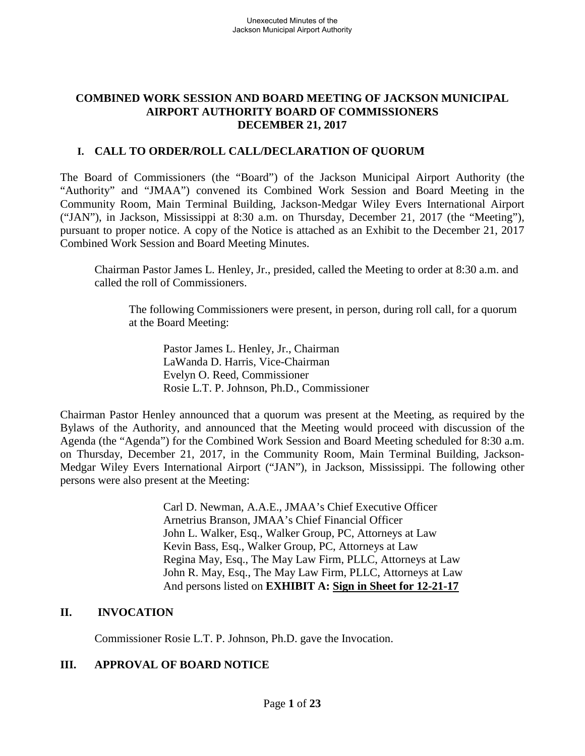# COMBINED WORK SESSION AND BOARD MEETING OF JACKSON MUNICIPAL AIRPORT AUTHORITY BOARD OF COMMISSIONERS DECEMBER 21, 2017

## I. CALL TO ORDER/ROLL CALL/DECLARATION OF QUORUM

The Board of Commissioners (the "Board") of the Jackson Municipal Airport Authority (the "Authority" and "JMAA") convened its Combined Work Session and Board Meeting in the Community Room, Main Terminal Building, Jackson-Medgar Wiley Evers International Airport ("JAN"), in Jackson, Mississippi at 8:30 a.m. on Thursday, December 21, 2017 (the "Meeting"), pursuant to proper notice. A copy of the Notice is attached as an Exhibit to the December 21, 2017 Combined Work Session and Board Meeting Minutes.

Chairman Pastor James L. Henley, Jr., presided, called the Meeting to order at 8:30 a.m. and called the roll of Commissioners.

The following Commissioners were present, in person, during roll call, for a quorum at the Board Meeting:

Pastor James L. Henley, Jr., Chairman
LaWanda D. Harris, Vice-Chairman
Evelyn O. Reed, Commissioner
Rosie L.T. P. Johnson, Ph.D., Commissioner

Chairman Pastor Henley announced that a quorum was present at the Meeting, as required by the Bylaws of the Authority, and announced that the Meeting would proceed with discussion of the Agenda (the "Agenda") for the Combined Work Session and Board Meeting scheduled for 8:30 a.m. on Thursday, December 21, 2017, in the Community Room, Main Terminal Building, Jackson-Medgar Wiley Evers International Airport ("JAN"), in Jackson, Mississippi. The following other persons were also present at the Meeting:

Carl D. Newman, A.A.E., JMAA's Chief Executive Officer
Arnetrius Branson, JMAA's Chief Financial Officer
John L. Walker, Esq., Walker Group, PC, Attorneys at Law
Kevin Bass, Esq., Walker Group, PC, Attorneys at Law
Regina May, Esq., The May Law Firm, PLLC, Attorneys at Law
John R. May, Esq., The May Law Firm, PLLC, Attorneys at Law
And persons listed on **EXHIBIT A: Sign in Sheet for 12-21-17**

## II. INVOCATION

Commissioner Rosie L.T. P. Johnson, Ph.D. gave the Invocation.

## III. APPROVAL OF BOARD NOTICE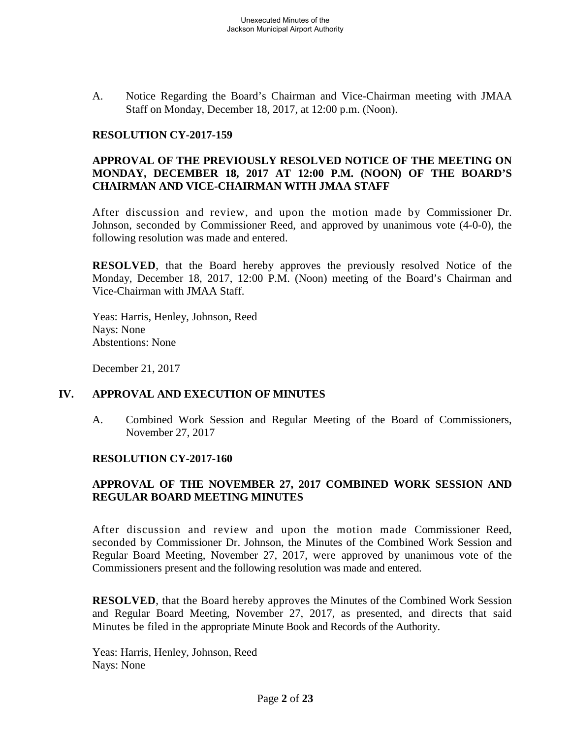A. Notice Regarding the Board's Chairman and Vice-Chairman meeting with JMAA Staff on Monday, December 18, 2017, at 12:00 p.m. (Noon).

**RESOLUTION CY-2017-159**

**APPROVAL OF THE PREVIOUSLY RESOLVED NOTICE OF THE MEETING ON MONDAY, DECEMBER 18, 2017 AT 12:00 P.M. (NOON) OF THE BOARD'S CHAIRMAN AND VICE-CHAIRMAN WITH JMAA STAFF**

After discussion and review, and upon the motion made by Commissioner Dr. Johnson, seconded by Commissioner Reed, and approved by unanimous vote (4-0-0), the following resolution was made and entered.

**RESOLVED**, that the Board hereby approves the previously resolved Notice of the Monday, December 18, 2017, 12:00 P.M. (Noon) meeting of the Board's Chairman and Vice-Chairman with JMAA Staff.

Yeas: Harris, Henley, Johnson, Reed
Nays: None
Abstentions: None

December 21, 2017

## IV. APPROVAL AND EXECUTION OF MINUTES

A. Combined Work Session and Regular Meeting of the Board of Commissioners, November 27, 2017

**RESOLUTION CY-2017-160**

**APPROVAL OF THE NOVEMBER 27, 2017 COMBINED WORK SESSION AND REGULAR BOARD MEETING MINUTES**

After discussion and review and upon the motion made Commissioner Reed, seconded by Commissioner Dr. Johnson, the Minutes of the Combined Work Session and Regular Board Meeting, November 27, 2017, were approved by unanimous vote of the Commissioners present and the following resolution was made and entered.

**RESOLVED**, that the Board hereby approves the Minutes of the Combined Work Session and Regular Board Meeting, November 27, 2017, as presented, and directs that said Minutes be filed in the appropriate Minute Book and Records of the Authority.

Yeas: Harris, Henley, Johnson, Reed
Nays: None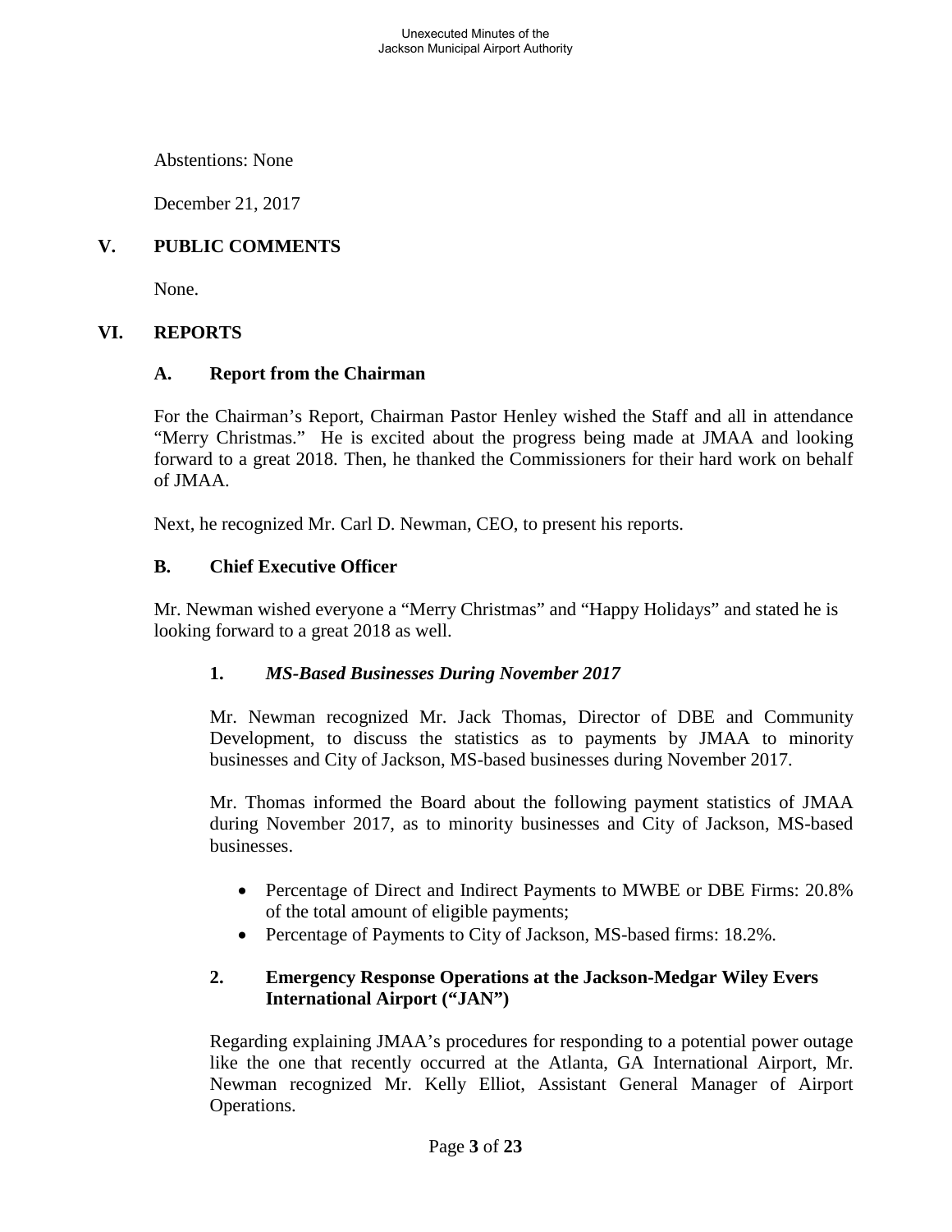Abstentions: None

December 21, 2017

## V. PUBLIC COMMENTS

None.

## VI. REPORTS

### A. Report from the Chairman

For the Chairman's Report, Chairman Pastor Henley wished the Staff and all in attendance "Merry Christmas." He is excited about the progress being made at JMAA and looking forward to a great 2018. Then, he thanked the Commissioners for their hard work on behalf of JMAA.

Next, he recognized Mr. Carl D. Newman, CEO, to present his reports.

### B. Chief Executive Officer

Mr. Newman wished everyone a "Merry Christmas" and "Happy Holidays" and stated he is looking forward to a great 2018 as well.

#### 1. *MS-Based Businesses During November 2017*

Mr. Newman recognized Mr. Jack Thomas, Director of DBE and Community Development, to discuss the statistics as to payments by JMAA to minority businesses and City of Jackson, MS-based businesses during November 2017.

Mr. Thomas informed the Board about the following payment statistics of JMAA during November 2017, as to minority businesses and City of Jackson, MS-based businesses.

- Percentage of Direct and Indirect Payments to MWBE or DBE Firms: 20.8% of the total amount of eligible payments;
- Percentage of Payments to City of Jackson, MS-based firms: 18.2%.

#### 2. Emergency Response Operations at the Jackson-Medgar Wiley Evers International Airport ("JAN")

Regarding explaining JMAA's procedures for responding to a potential power outage like the one that recently occurred at the Atlanta, GA International Airport, Mr. Newman recognized Mr. Kelly Elliot, Assistant General Manager of Airport Operations.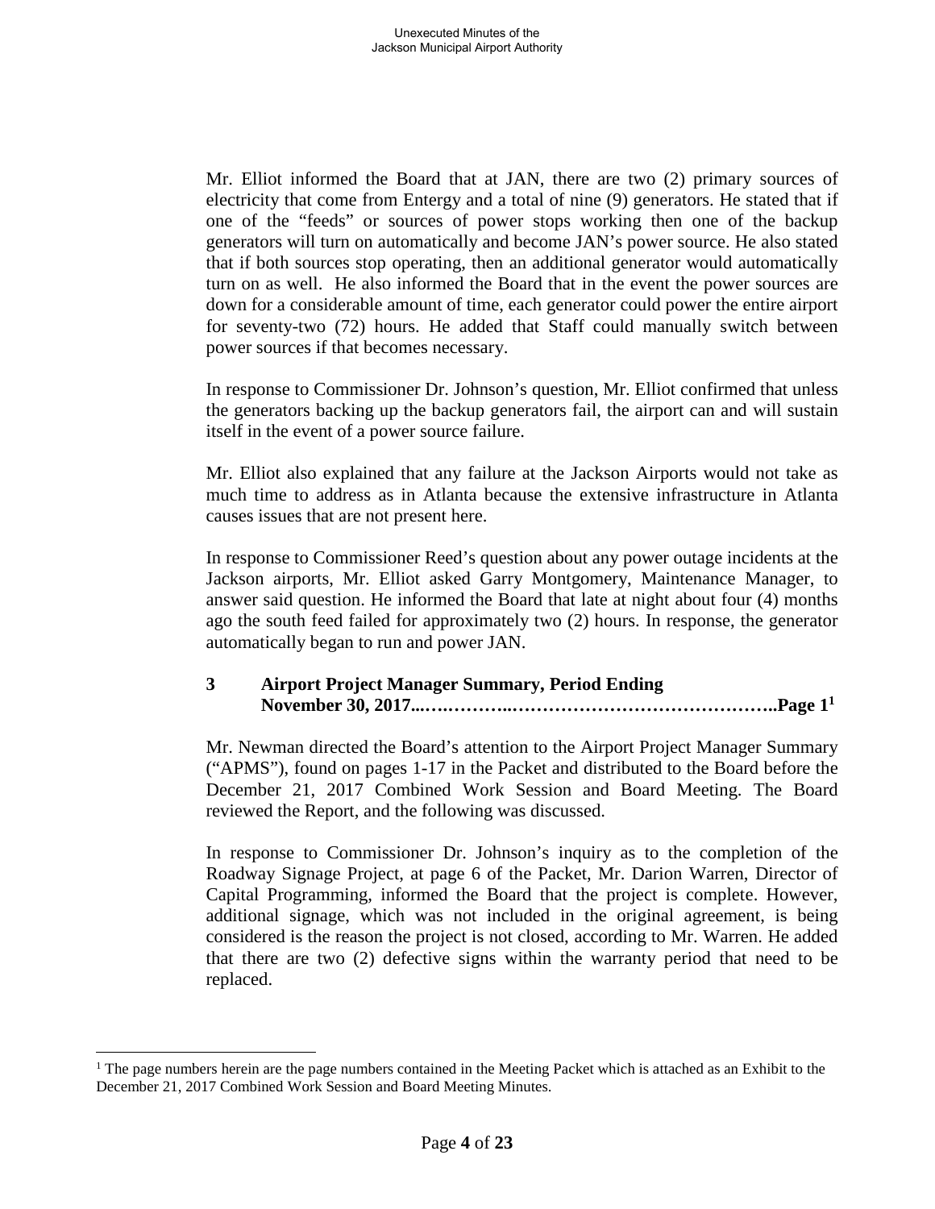Mr. Elliot informed the Board that at JAN, there are two (2) primary sources of electricity that come from Entergy and a total of nine (9) generators. He stated that if one of the "feeds" or sources of power stops working then one of the backup generators will turn on automatically and become JAN's power source. He also stated that if both sources stop operating, then an additional generator would automatically turn on as well. He also informed the Board that in the event the power sources are down for a considerable amount of time, each generator could power the entire airport for seventy-two (72) hours. He added that Staff could manually switch between power sources if that becomes necessary.

In response to Commissioner Dr. Johnson's question, Mr. Elliot confirmed that unless the generators backing up the backup generators fail, the airport can and will sustain itself in the event of a power source failure.

Mr. Elliot also explained that any failure at the Jackson Airports would not take as much time to address as in Atlanta because the extensive infrastructure in Atlanta causes issues that are not present here.

In response to Commissioner Reed's question about any power outage incidents at the Jackson airports, Mr. Elliot asked Garry Montgomery, Maintenance Manager, to answer said question. He informed the Board that late at night about four (4) months ago the south feed failed for approximately two (2) hours. In response, the generator automatically began to run and power JAN.

### 3 Airport Project Manager Summary, Period Ending November 30, 2017...………..……………………………………..Page 1[1]

Mr. Newman directed the Board's attention to the Airport Project Manager Summary ("APMS"), found on pages 1-17 in the Packet and distributed to the Board before the December 21, 2017 Combined Work Session and Board Meeting. The Board reviewed the Report, and the following was discussed.

In response to Commissioner Dr. Johnson's inquiry as to the completion of the Roadway Signage Project, at page 6 of the Packet, Mr. Darion Warren, Director of Capital Programming, informed the Board that the project is complete. However, additional signage, which was not included in the original agreement, is being considered is the reason the project is not closed, according to Mr. Warren. He added that there are two (2) defective signs within the warranty period that need to be replaced.

[1] The page numbers herein are the page numbers contained in the Meeting Packet which is attached as an Exhibit to the December 21, 2017 Combined Work Session and Board Meeting Minutes.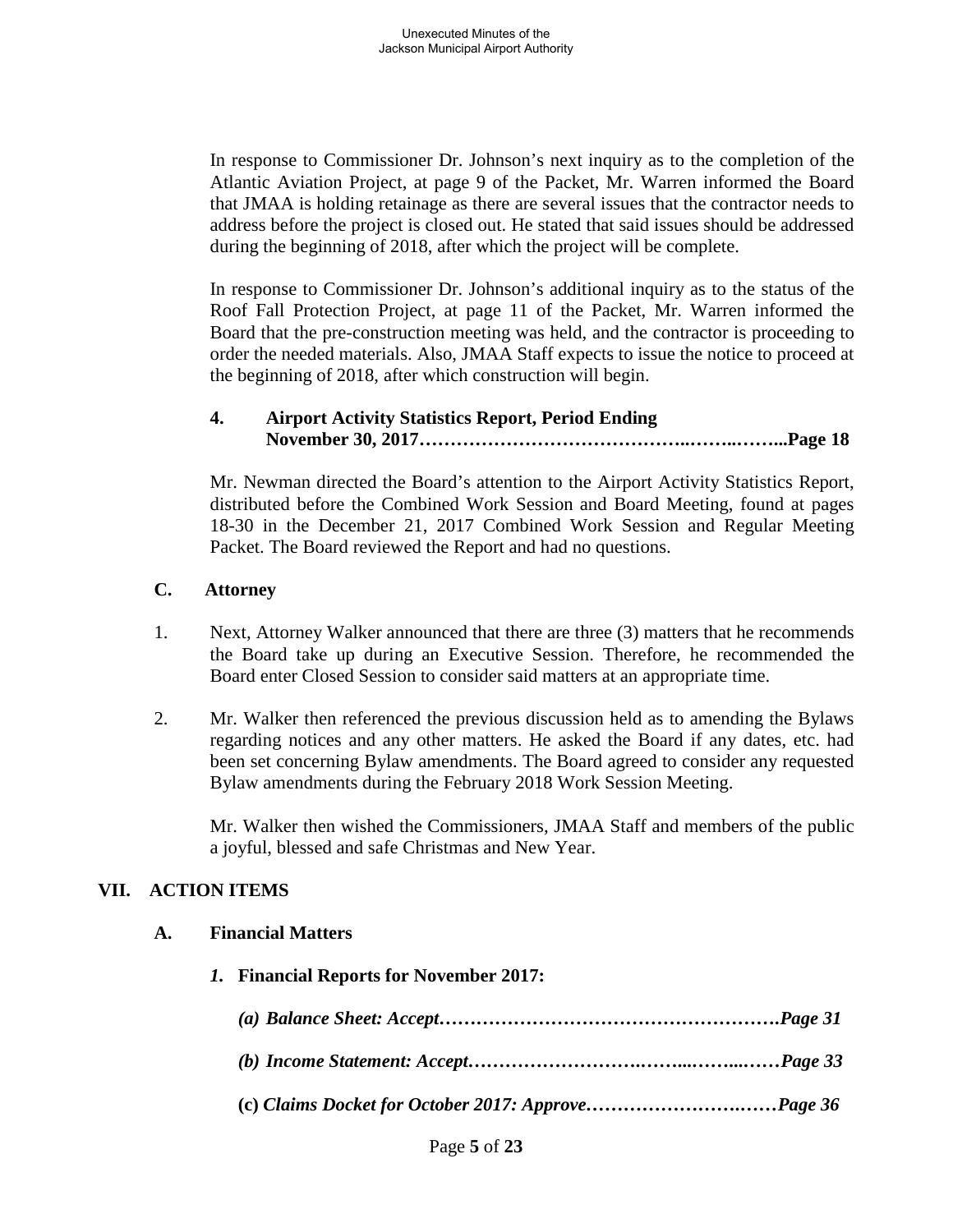In response to Commissioner Dr. Johnson's next inquiry as to the completion of the Atlantic Aviation Project, at page 9 of the Packet, Mr. Warren informed the Board that JMAA is holding retainage as there are several issues that the contractor needs to address before the project is closed out. He stated that said issues should be addressed during the beginning of 2018, after which the project will be complete.

In response to Commissioner Dr. Johnson's additional inquiry as to the status of the Roof Fall Protection Project, at page 11 of the Packet, Mr. Warren informed the Board that the pre-construction meeting was held, and the contractor is proceeding to order the needed materials. Also, JMAA Staff expects to issue the notice to proceed at the beginning of 2018, after which construction will begin.

**4. Airport Activity Statistics Report, Period Ending November 30, 2017……………………………………..……..……...Page 18**

Mr. Newman directed the Board's attention to the Airport Activity Statistics Report, distributed before the Combined Work Session and Board Meeting, found at pages 18-30 in the December 21, 2017 Combined Work Session and Regular Meeting Packet. The Board reviewed the Report and had no questions.

**C. Attorney**

1. Next, Attorney Walker announced that there are three (3) matters that he recommends the Board take up during an Executive Session. Therefore, he recommended the Board enter Closed Session to consider said matters at an appropriate time.

2. Mr. Walker then referenced the previous discussion held as to amending the Bylaws regarding notices and any other matters. He asked the Board if any dates, etc. had been set concerning Bylaw amendments. The Board agreed to consider any requested Bylaw amendments during the February 2018 Work Session Meeting.

   Mr. Walker then wished the Commissioners, JMAA Staff and members of the public a joyful, blessed and safe Christmas and New Year.

## VII. ACTION ITEMS

**A. Financial Matters**

***1.* Financial Reports for November 2017:**

***(a) Balance Sheet: Accept……………………………………………….Page 31***

***(b) Income Statement: Accept……………………….……...……...……Page 33***

**(c)** ***Claims Docket for October 2017: Approve……………………….……Page 36***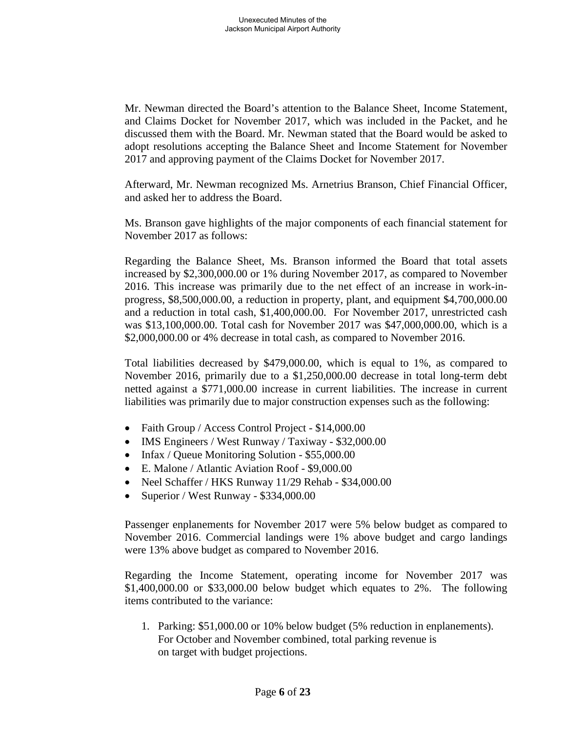Mr. Newman directed the Board's attention to the Balance Sheet, Income Statement, and Claims Docket for November 2017, which was included in the Packet, and he discussed them with the Board. Mr. Newman stated that the Board would be asked to adopt resolutions accepting the Balance Sheet and Income Statement for November 2017 and approving payment of the Claims Docket for November 2017.

Afterward, Mr. Newman recognized Ms. Arnetrius Branson, Chief Financial Officer, and asked her to address the Board.

Ms. Branson gave highlights of the major components of each financial statement for November 2017 as follows:

Regarding the Balance Sheet, Ms. Branson informed the Board that total assets increased by $2,300,000.00 or 1% during November 2017, as compared to November 2016. This increase was primarily due to the net effect of an increase in work-in-progress, $8,500,000.00, a reduction in property, plant, and equipment $4,700,000.00 and a reduction in total cash, $1,400,000.00. For November 2017, unrestricted cash was $13,100,000.00. Total cash for November 2017 was $47,000,000.00, which is a $2,000,000.00 or 4% decrease in total cash, as compared to November 2016.

Total liabilities decreased by $479,000.00, which is equal to 1%, as compared to November 2016, primarily due to a $1,250,000.00 decrease in total long-term debt netted against a $771,000.00 increase in current liabilities. The increase in current liabilities was primarily due to major construction expenses such as the following:

- Faith Group / Access Control Project - $14,000.00
- IMS Engineers / West Runway / Taxiway - $32,000.00
- Infax / Queue Monitoring Solution - $55,000.00
- E. Malone / Atlantic Aviation Roof - $9,000.00
- Neel Schaffer / HKS Runway 11/29 Rehab - $34,000.00
- Superior / West Runway - $334,000.00

Passenger enplanements for November 2017 were 5% below budget as compared to November 2016. Commercial landings were 1% above budget and cargo landings were 13% above budget as compared to November 2016.

Regarding the Income Statement, operating income for November 2017 was $1,400,000.00 or $33,000.00 below budget which equates to 2%. The following items contributed to the variance:

1. Parking: $51,000.00 or 10% below budget (5% reduction in enplanements). For October and November combined, total parking revenue is on target with budget projections.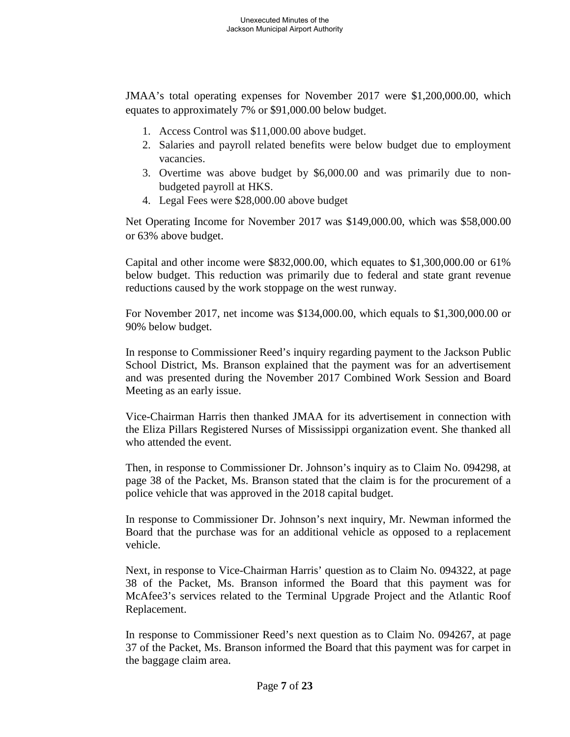JMAA's total operating expenses for November 2017 were $1,200,000.00, which equates to approximately 7% or $91,000.00 below budget.

1. Access Control was $11,000.00 above budget.
2. Salaries and payroll related benefits were below budget due to employment vacancies.
3. Overtime was above budget by $6,000.00 and was primarily due to non-budgeted payroll at HKS.
4. Legal Fees were $28,000.00 above budget

Net Operating Income for November 2017 was $149,000.00, which was $58,000.00 or 63% above budget.

Capital and other income were $832,000.00, which equates to $1,300,000.00 or 61% below budget. This reduction was primarily due to federal and state grant revenue reductions caused by the work stoppage on the west runway.

For November 2017, net income was $134,000.00, which equals to $1,300,000.00 or 90% below budget.

In response to Commissioner Reed's inquiry regarding payment to the Jackson Public School District, Ms. Branson explained that the payment was for an advertisement and was presented during the November 2017 Combined Work Session and Board Meeting as an early issue.

Vice-Chairman Harris then thanked JMAA for its advertisement in connection with the Eliza Pillars Registered Nurses of Mississippi organization event. She thanked all who attended the event.

Then, in response to Commissioner Dr. Johnson's inquiry as to Claim No. 094298, at page 38 of the Packet, Ms. Branson stated that the claim is for the procurement of a police vehicle that was approved in the 2018 capital budget.

In response to Commissioner Dr. Johnson's next inquiry, Mr. Newman informed the Board that the purchase was for an additional vehicle as opposed to a replacement vehicle.

Next, in response to Vice-Chairman Harris' question as to Claim No. 094322, at page 38 of the Packet, Ms. Branson informed the Board that this payment was for McAfee3's services related to the Terminal Upgrade Project and the Atlantic Roof Replacement.

In response to Commissioner Reed's next question as to Claim No. 094267, at page 37 of the Packet, Ms. Branson informed the Board that this payment was for carpet in the baggage claim area.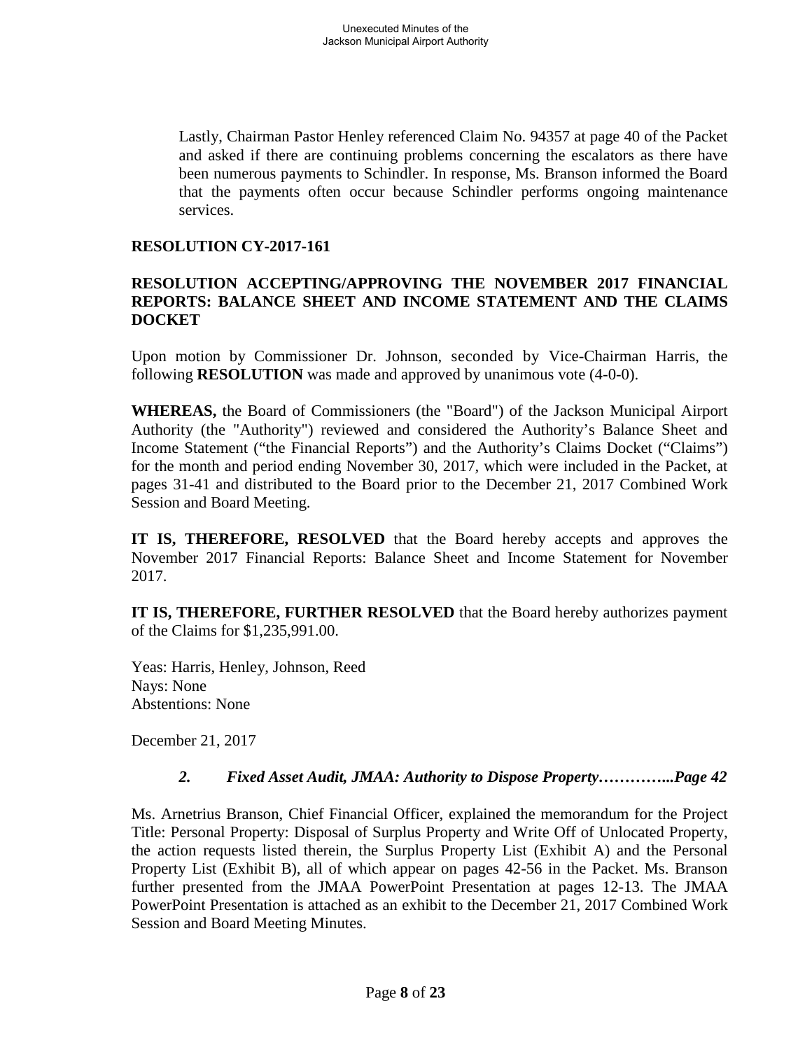Lastly, Chairman Pastor Henley referenced Claim No. 94357 at page 40 of the Packet and asked if there are continuing problems concerning the escalators as there have been numerous payments to Schindler. In response, Ms. Branson informed the Board that the payments often occur because Schindler performs ongoing maintenance services.

**RESOLUTION CY-2017-161**

**RESOLUTION ACCEPTING/APPROVING THE NOVEMBER 2017 FINANCIAL REPORTS: BALANCE SHEET AND INCOME STATEMENT AND THE CLAIMS DOCKET**

Upon motion by Commissioner Dr. Johnson, seconded by Vice-Chairman Harris, the following **RESOLUTION** was made and approved by unanimous vote (4-0-0).

**WHEREAS,** the Board of Commissioners (the "Board") of the Jackson Municipal Airport Authority (the "Authority") reviewed and considered the Authority's Balance Sheet and Income Statement ("the Financial Reports") and the Authority's Claims Docket ("Claims") for the month and period ending November 30, 2017, which were included in the Packet, at pages 31-41 and distributed to the Board prior to the December 21, 2017 Combined Work Session and Board Meeting.

**IT IS, THEREFORE, RESOLVED** that the Board hereby accepts and approves the November 2017 Financial Reports: Balance Sheet and Income Statement for November 2017.

**IT IS, THEREFORE, FURTHER RESOLVED** that the Board hereby authorizes payment of the Claims for $1,235,991.00.

Yeas: Harris, Henley, Johnson, Reed
Nays: None
Abstentions: None

December 21, 2017

***2. Fixed Asset Audit, JMAA: Authority to Dispose Property…………..Page 42***

Ms. Arnetrius Branson, Chief Financial Officer, explained the memorandum for the Project Title: Personal Property: Disposal of Surplus Property and Write Off of Unlocated Property, the action requests listed therein, the Surplus Property List (Exhibit A) and the Personal Property List (Exhibit B), all of which appear on pages 42-56 in the Packet. Ms. Branson further presented from the JMAA PowerPoint Presentation at pages 12-13. The JMAA PowerPoint Presentation is attached as an exhibit to the December 21, 2017 Combined Work Session and Board Meeting Minutes.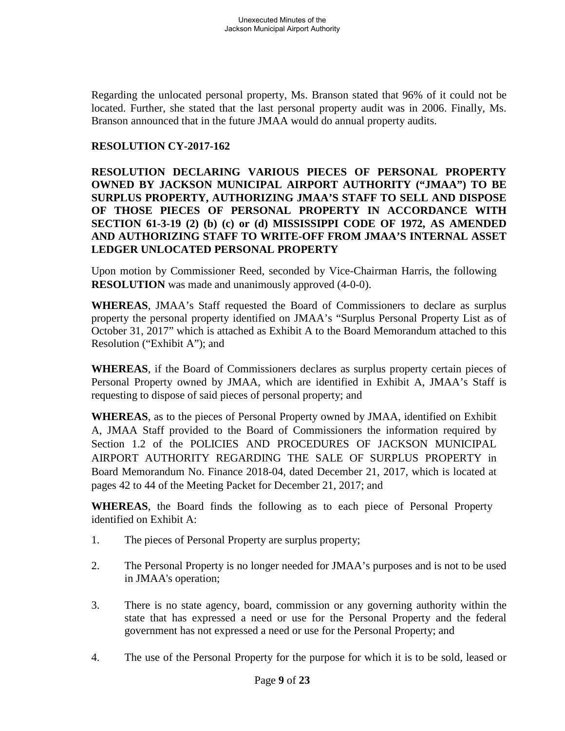Regarding the unlocated personal property, Ms. Branson stated that 96% of it could not be located. Further, she stated that the last personal property audit was in 2006. Finally, Ms. Branson announced that in the future JMAA would do annual property audits.

**RESOLUTION CY-2017-162**

**RESOLUTION DECLARING VARIOUS PIECES OF PERSONAL PROPERTY OWNED BY JACKSON MUNICIPAL AIRPORT AUTHORITY ("JMAA") TO BE SURPLUS PROPERTY, AUTHORIZING JMAA'S STAFF TO SELL AND DISPOSE OF THOSE PIECES OF PERSONAL PROPERTY IN ACCORDANCE WITH SECTION 61-3-19 (2) (b) (c) or (d) MISSISSIPPI CODE OF 1972, AS AMENDED AND AUTHORIZING STAFF TO WRITE-OFF FROM JMAA'S INTERNAL ASSET LEDGER UNLOCATED PERSONAL PROPERTY**

Upon motion by Commissioner Reed, seconded by Vice-Chairman Harris, the following **RESOLUTION** was made and unanimously approved (4-0-0).

**WHEREAS**, JMAA's Staff requested the Board of Commissioners to declare as surplus property the personal property identified on JMAA's "Surplus Personal Property List as of October 31, 2017" which is attached as Exhibit A to the Board Memorandum attached to this Resolution ("Exhibit A"); and

**WHEREAS**, if the Board of Commissioners declares as surplus property certain pieces of Personal Property owned by JMAA, which are identified in Exhibit A, JMAA's Staff is requesting to dispose of said pieces of personal property; and

**WHEREAS**, as to the pieces of Personal Property owned by JMAA, identified on Exhibit A, JMAA Staff provided to the Board of Commissioners the information required by Section 1.2 of the POLICIES AND PROCEDURES OF JACKSON MUNICIPAL AIRPORT AUTHORITY REGARDING THE SALE OF SURPLUS PROPERTY in Board Memorandum No. Finance 2018-04, dated December 21, 2017, which is located at pages 42 to 44 of the Meeting Packet for December 21, 2017; and

**WHEREAS**, the Board finds the following as to each piece of Personal Property identified on Exhibit A:

1. The pieces of Personal Property are surplus property;

2. The Personal Property is no longer needed for JMAA's purposes and is not to be used in JMAA's operation;

3. There is no state agency, board, commission or any governing authority within the state that has expressed a need or use for the Personal Property and the federal government has not expressed a need or use for the Personal Property; and

4. The use of the Personal Property for the purpose for which it is to be sold, leased or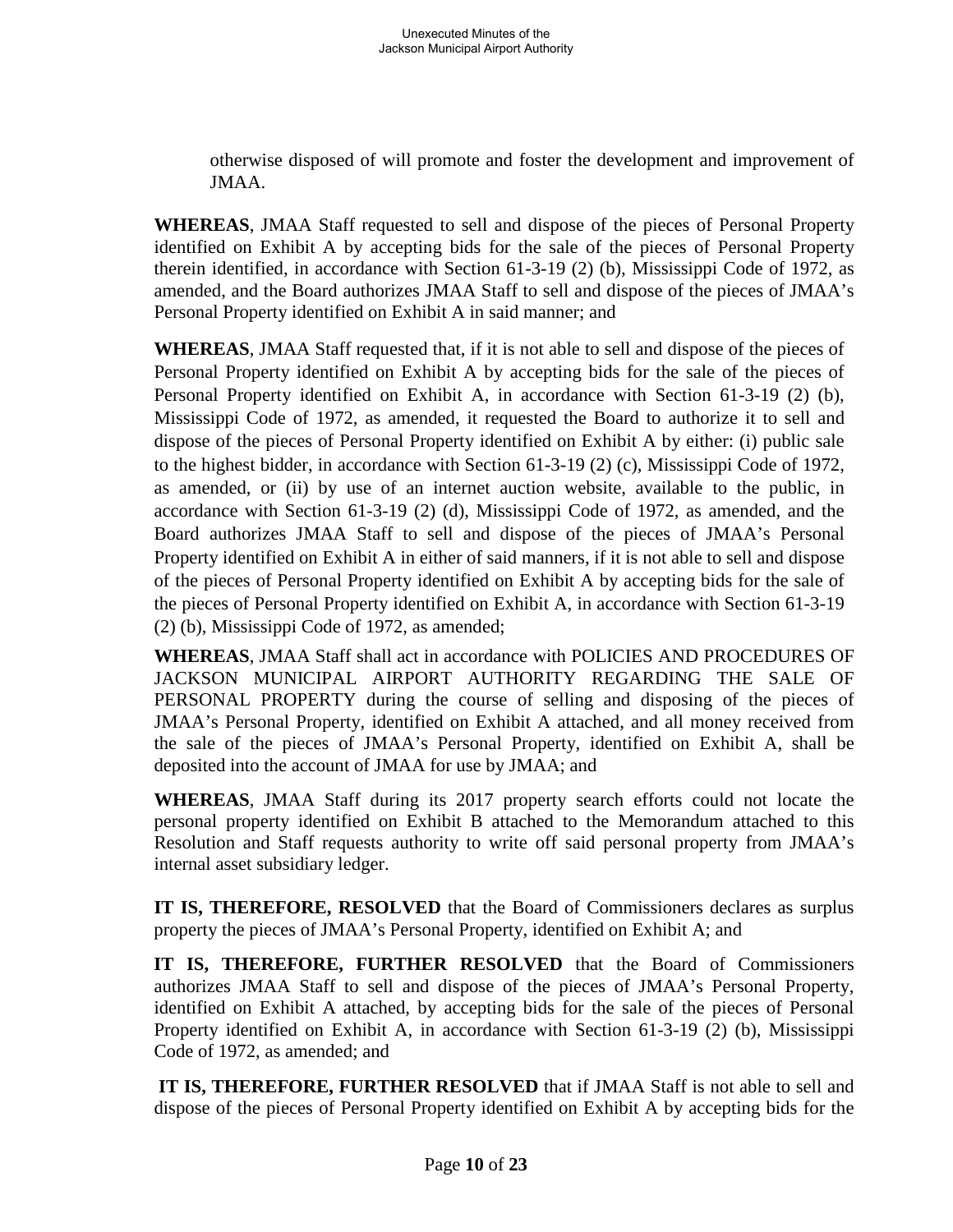otherwise disposed of will promote and foster the development and improvement of JMAA.

**WHEREAS**, JMAA Staff requested to sell and dispose of the pieces of Personal Property identified on Exhibit A by accepting bids for the sale of the pieces of Personal Property therein identified, in accordance with Section 61-3-19 (2) (b), Mississippi Code of 1972, as amended, and the Board authorizes JMAA Staff to sell and dispose of the pieces of JMAA's Personal Property identified on Exhibit A in said manner; and

**WHEREAS**, JMAA Staff requested that, if it is not able to sell and dispose of the pieces of Personal Property identified on Exhibit A by accepting bids for the sale of the pieces of Personal Property identified on Exhibit A, in accordance with Section 61-3-19 (2) (b), Mississippi Code of 1972, as amended, it requested the Board to authorize it to sell and dispose of the pieces of Personal Property identified on Exhibit A by either: (i) public sale to the highest bidder, in accordance with Section 61-3-19 (2) (c), Mississippi Code of 1972, as amended, or (ii) by use of an internet auction website, available to the public, in accordance with Section 61-3-19 (2) (d), Mississippi Code of 1972, as amended, and the Board authorizes JMAA Staff to sell and dispose of the pieces of JMAA's Personal Property identified on Exhibit A in either of said manners, if it is not able to sell and dispose of the pieces of Personal Property identified on Exhibit A by accepting bids for the sale of the pieces of Personal Property identified on Exhibit A, in accordance with Section 61-3-19 (2) (b), Mississippi Code of 1972, as amended;

**WHEREAS**, JMAA Staff shall act in accordance with POLICIES AND PROCEDURES OF JACKSON MUNICIPAL AIRPORT AUTHORITY REGARDING THE SALE OF PERSONAL PROPERTY during the course of selling and disposing of the pieces of JMAA's Personal Property, identified on Exhibit A attached, and all money received from the sale of the pieces of JMAA's Personal Property, identified on Exhibit A, shall be deposited into the account of JMAA for use by JMAA; and

**WHEREAS**, JMAA Staff during its 2017 property search efforts could not locate the personal property identified on Exhibit B attached to the Memorandum attached to this Resolution and Staff requests authority to write off said personal property from JMAA's internal asset subsidiary ledger.

**IT IS, THEREFORE, RESOLVED** that the Board of Commissioners declares as surplus property the pieces of JMAA's Personal Property, identified on Exhibit A; and

**IT IS, THEREFORE, FURTHER RESOLVED** that the Board of Commissioners authorizes JMAA Staff to sell and dispose of the pieces of JMAA's Personal Property, identified on Exhibit A attached, by accepting bids for the sale of the pieces of Personal Property identified on Exhibit A, in accordance with Section 61-3-19 (2) (b), Mississippi Code of 1972, as amended; and

**IT IS, THEREFORE, FURTHER RESOLVED** that if JMAA Staff is not able to sell and dispose of the pieces of Personal Property identified on Exhibit A by accepting bids for the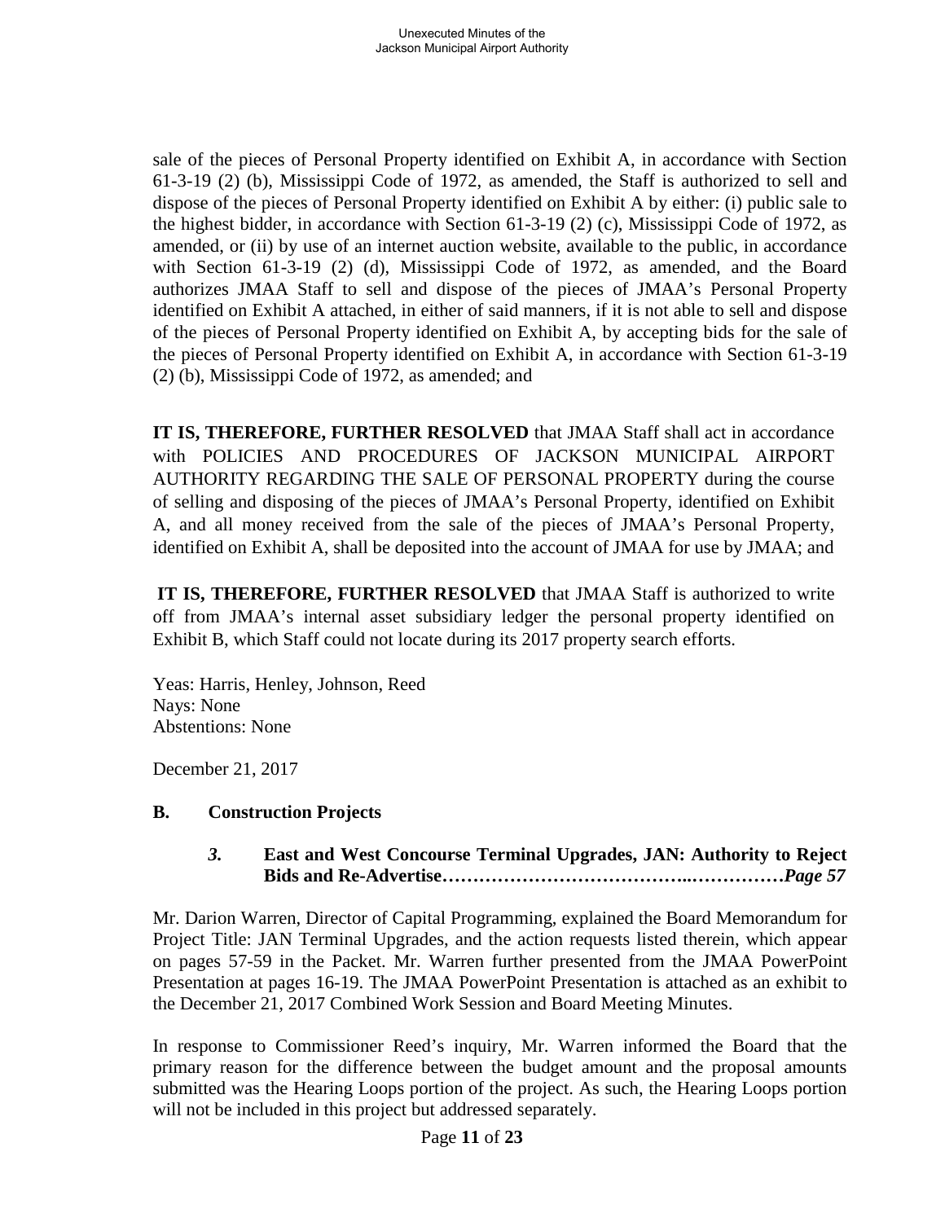sale of the pieces of Personal Property identified on Exhibit A, in accordance with Section 61-3-19 (2) (b), Mississippi Code of 1972, as amended, the Staff is authorized to sell and dispose of the pieces of Personal Property identified on Exhibit A by either: (i) public sale to the highest bidder, in accordance with Section 61-3-19 (2) (c), Mississippi Code of 1972, as amended, or (ii) by use of an internet auction website, available to the public, in accordance with Section 61-3-19 (2) (d), Mississippi Code of 1972, as amended, and the Board authorizes JMAA Staff to sell and dispose of the pieces of JMAA's Personal Property identified on Exhibit A attached, in either of said manners, if it is not able to sell and dispose of the pieces of Personal Property identified on Exhibit A, by accepting bids for the sale of the pieces of Personal Property identified on Exhibit A, in accordance with Section 61-3-19 (2) (b), Mississippi Code of 1972, as amended; and

**IT IS, THEREFORE, FURTHER RESOLVED** that JMAA Staff shall act in accordance with POLICIES AND PROCEDURES OF JACKSON MUNICIPAL AIRPORT AUTHORITY REGARDING THE SALE OF PERSONAL PROPERTY during the course of selling and disposing of the pieces of JMAA's Personal Property, identified on Exhibit A, and all money received from the sale of the pieces of JMAA's Personal Property, identified on Exhibit A, shall be deposited into the account of JMAA for use by JMAA; and

**IT IS, THEREFORE, FURTHER RESOLVED** that JMAA Staff is authorized to write off from JMAA's internal asset subsidiary ledger the personal property identified on Exhibit B, which Staff could not locate during its 2017 property search efforts.

Yeas: Harris, Henley, Johnson, Reed
Nays: None
Abstentions: None

December 21, 2017

**B. Construction Projects**

***3.*** **East and West Concourse Terminal Upgrades, JAN: Authority to Reject Bids and Re-Advertise………………………………..……………*Page 57***

Mr. Darion Warren, Director of Capital Programming, explained the Board Memorandum for Project Title: JAN Terminal Upgrades, and the action requests listed therein, which appear on pages 57-59 in the Packet. Mr. Warren further presented from the JMAA PowerPoint Presentation at pages 16-19. The JMAA PowerPoint Presentation is attached as an exhibit to the December 21, 2017 Combined Work Session and Board Meeting Minutes.

In response to Commissioner Reed's inquiry, Mr. Warren informed the Board that the primary reason for the difference between the budget amount and the proposal amounts submitted was the Hearing Loops portion of the project. As such, the Hearing Loops portion will not be included in this project but addressed separately.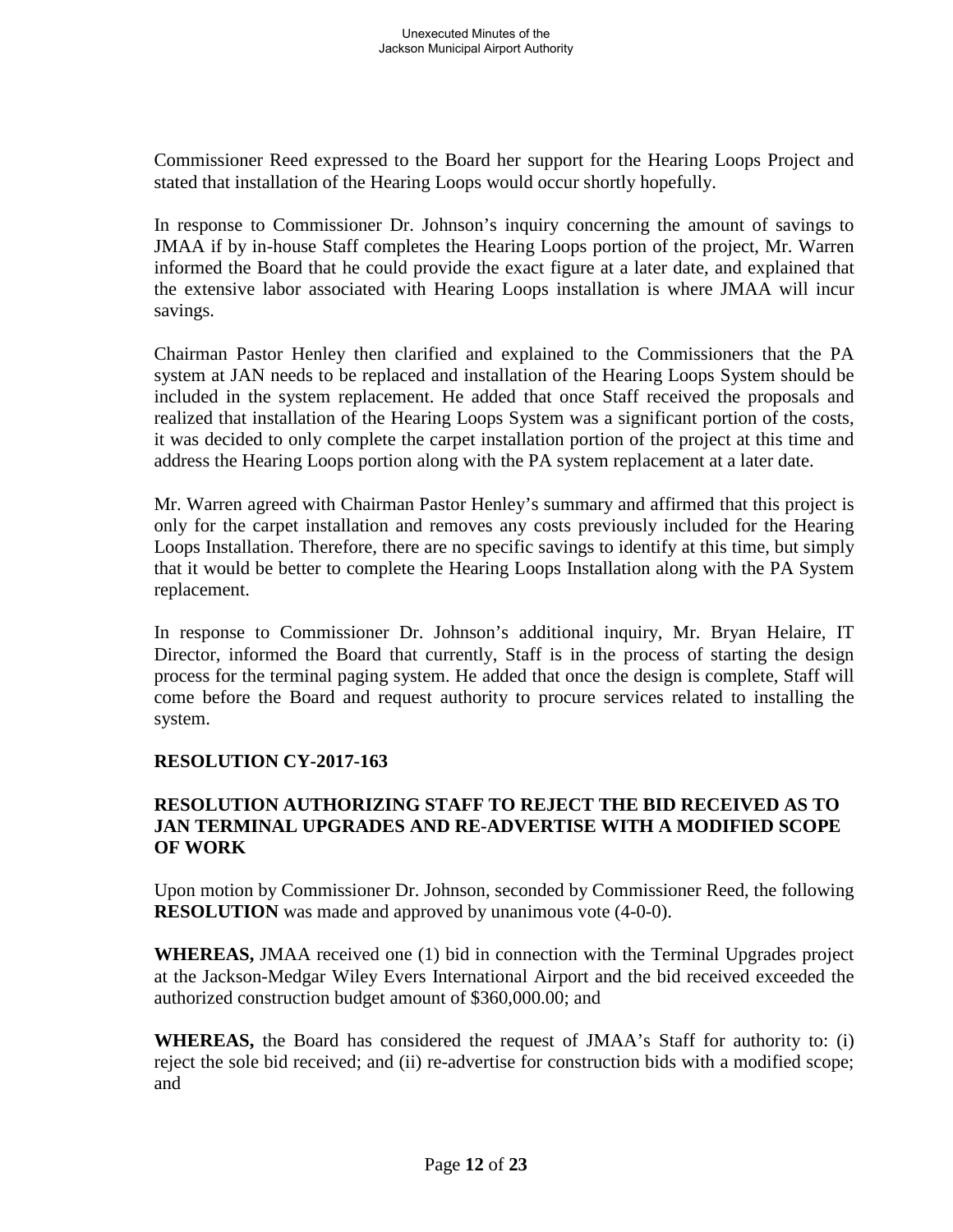Commissioner Reed expressed to the Board her support for the Hearing Loops Project and stated that installation of the Hearing Loops would occur shortly hopefully.

In response to Commissioner Dr. Johnson's inquiry concerning the amount of savings to JMAA if by in-house Staff completes the Hearing Loops portion of the project, Mr. Warren informed the Board that he could provide the exact figure at a later date, and explained that the extensive labor associated with Hearing Loops installation is where JMAA will incur savings.

Chairman Pastor Henley then clarified and explained to the Commissioners that the PA system at JAN needs to be replaced and installation of the Hearing Loops System should be included in the system replacement. He added that once Staff received the proposals and realized that installation of the Hearing Loops System was a significant portion of the costs, it was decided to only complete the carpet installation portion of the project at this time and address the Hearing Loops portion along with the PA system replacement at a later date.

Mr. Warren agreed with Chairman Pastor Henley's summary and affirmed that this project is only for the carpet installation and removes any costs previously included for the Hearing Loops Installation. Therefore, there are no specific savings to identify at this time, but simply that it would be better to complete the Hearing Loops Installation along with the PA System replacement.

In response to Commissioner Dr. Johnson's additional inquiry, Mr. Bryan Helaire, IT Director, informed the Board that currently, Staff is in the process of starting the design process for the terminal paging system. He added that once the design is complete, Staff will come before the Board and request authority to procure services related to installing the system.

**RESOLUTION CY-2017-163**

**RESOLUTION AUTHORIZING STAFF TO REJECT THE BID RECEIVED AS TO JAN TERMINAL UPGRADES AND RE-ADVERTISE WITH A MODIFIED SCOPE OF WORK**

Upon motion by Commissioner Dr. Johnson, seconded by Commissioner Reed, the following **RESOLUTION** was made and approved by unanimous vote (4-0-0).

**WHEREAS,** JMAA received one (1) bid in connection with the Terminal Upgrades project at the Jackson-Medgar Wiley Evers International Airport and the bid received exceeded the authorized construction budget amount of $360,000.00; and

**WHEREAS,** the Board has considered the request of JMAA's Staff for authority to: (i) reject the sole bid received; and (ii) re-advertise for construction bids with a modified scope; and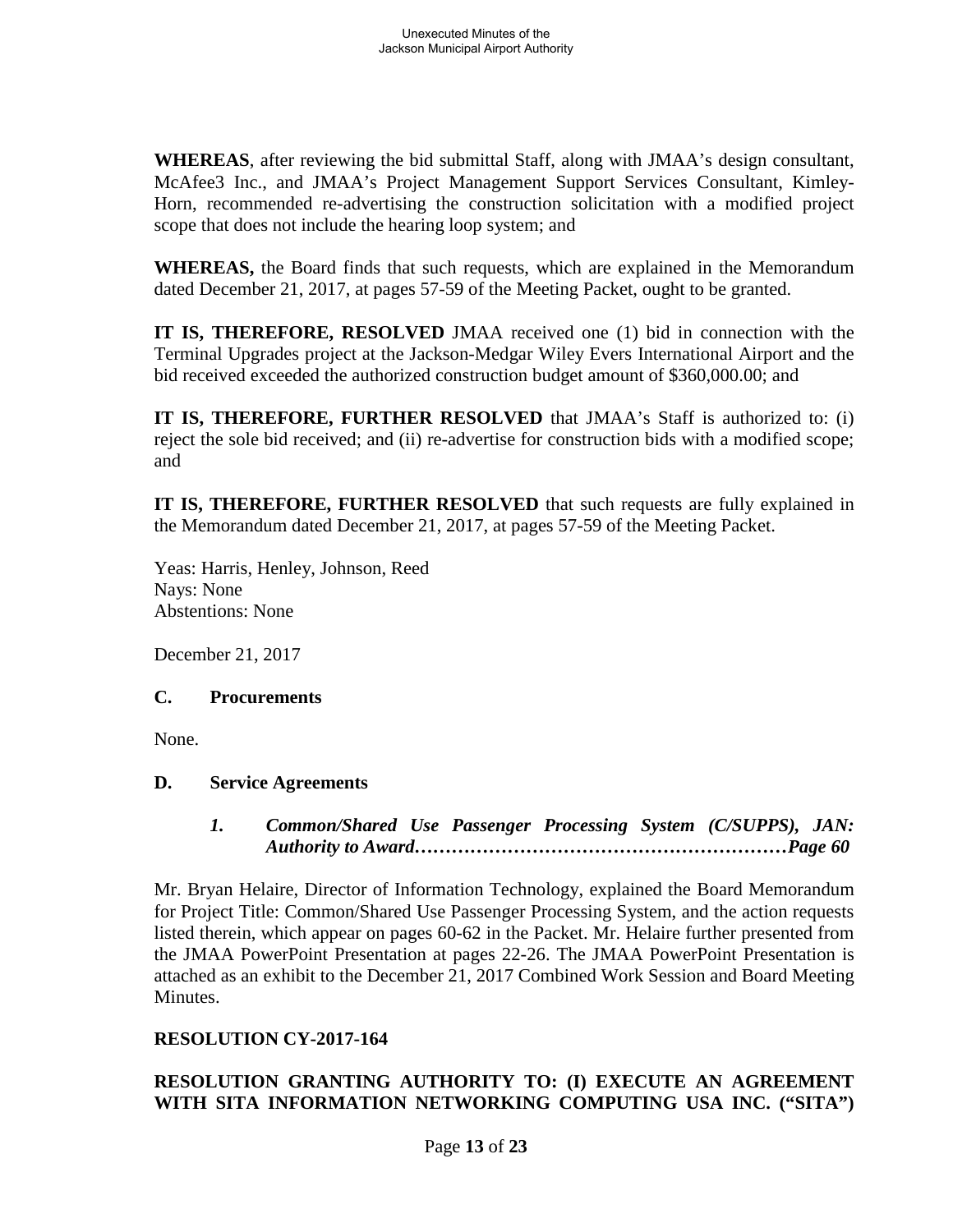**WHEREAS**, after reviewing the bid submittal Staff, along with JMAA's design consultant, McAfee3 Inc., and JMAA's Project Management Support Services Consultant, Kimley-Horn, recommended re-advertising the construction solicitation with a modified project scope that does not include the hearing loop system; and

**WHEREAS,** the Board finds that such requests, which are explained in the Memorandum dated December 21, 2017, at pages 57-59 of the Meeting Packet, ought to be granted.

**IT IS, THEREFORE, RESOLVED** JMAA received one (1) bid in connection with the Terminal Upgrades project at the Jackson-Medgar Wiley Evers International Airport and the bid received exceeded the authorized construction budget amount of $360,000.00; and

**IT IS, THEREFORE, FURTHER RESOLVED** that JMAA's Staff is authorized to: (i) reject the sole bid received; and (ii) re-advertise for construction bids with a modified scope; and

**IT IS, THEREFORE, FURTHER RESOLVED** that such requests are fully explained in the Memorandum dated December 21, 2017, at pages 57-59 of the Meeting Packet.

Yeas: Harris, Henley, Johnson, Reed
Nays: None
Abstentions: None

December 21, 2017

### C. Procurements

None.

### D. Service Agreements

***1. Common/Shared Use Passenger Processing System (C/SUPPS), JAN: Authority to Award……………………………………………………Page 60***

Mr. Bryan Helaire, Director of Information Technology, explained the Board Memorandum for Project Title: Common/Shared Use Passenger Processing System, and the action requests listed therein, which appear on pages 60-62 in the Packet. Mr. Helaire further presented from the JMAA PowerPoint Presentation at pages 22-26. The JMAA PowerPoint Presentation is attached as an exhibit to the December 21, 2017 Combined Work Session and Board Meeting Minutes.

**RESOLUTION CY-2017-164**

**RESOLUTION GRANTING AUTHORITY TO: (I) EXECUTE AN AGREEMENT WITH SITA INFORMATION NETWORKING COMPUTING USA INC. ("SITA")**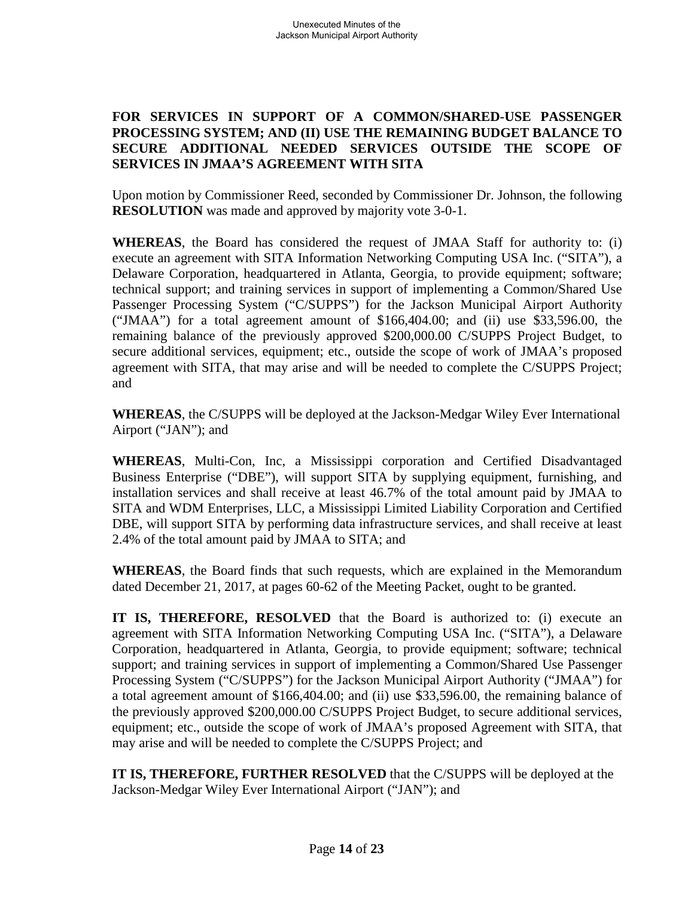**FOR SERVICES IN SUPPORT OF A COMMON/SHARED-USE PASSENGER PROCESSING SYSTEM; AND (II) USE THE REMAINING BUDGET BALANCE TO SECURE ADDITIONAL NEEDED SERVICES OUTSIDE THE SCOPE OF SERVICES IN JMAA'S AGREEMENT WITH SITA**

Upon motion by Commissioner Reed, seconded by Commissioner Dr. Johnson, the following **RESOLUTION** was made and approved by majority vote 3-0-1.

**WHEREAS**, the Board has considered the request of JMAA Staff for authority to: (i) execute an agreement with SITA Information Networking Computing USA Inc. ("SITA"), a Delaware Corporation, headquartered in Atlanta, Georgia, to provide equipment; software; technical support; and training services in support of implementing a Common/Shared Use Passenger Processing System ("C/SUPPS") for the Jackson Municipal Airport Authority ("JMAA") for a total agreement amount of $166,404.00; and (ii) use $33,596.00, the remaining balance of the previously approved $200,000.00 C/SUPPS Project Budget, to secure additional services, equipment; etc., outside the scope of work of JMAA's proposed agreement with SITA, that may arise and will be needed to complete the C/SUPPS Project; and

**WHEREAS**, the C/SUPPS will be deployed at the Jackson-Medgar Wiley Ever International Airport ("JAN"); and

**WHEREAS**, Multi-Con, Inc, a Mississippi corporation and Certified Disadvantaged Business Enterprise ("DBE"), will support SITA by supplying equipment, furnishing, and installation services and shall receive at least 46.7% of the total amount paid by JMAA to SITA and WDM Enterprises, LLC, a Mississippi Limited Liability Corporation and Certified DBE, will support SITA by performing data infrastructure services, and shall receive at least 2.4% of the total amount paid by JMAA to SITA; and

**WHEREAS**, the Board finds that such requests, which are explained in the Memorandum dated December 21, 2017, at pages 60-62 of the Meeting Packet, ought to be granted.

**IT IS, THEREFORE, RESOLVED** that the Board is authorized to: (i) execute an agreement with SITA Information Networking Computing USA Inc. ("SITA"), a Delaware Corporation, headquartered in Atlanta, Georgia, to provide equipment; software; technical support; and training services in support of implementing a Common/Shared Use Passenger Processing System ("C/SUPPS") for the Jackson Municipal Airport Authority ("JMAA") for a total agreement amount of $166,404.00; and (ii) use $33,596.00, the remaining balance of the previously approved $200,000.00 C/SUPPS Project Budget, to secure additional services, equipment; etc., outside the scope of work of JMAA's proposed Agreement with SITA, that may arise and will be needed to complete the C/SUPPS Project; and

**IT IS, THEREFORE, FURTHER RESOLVED** that the C/SUPPS will be deployed at the Jackson-Medgar Wiley Ever International Airport ("JAN"); and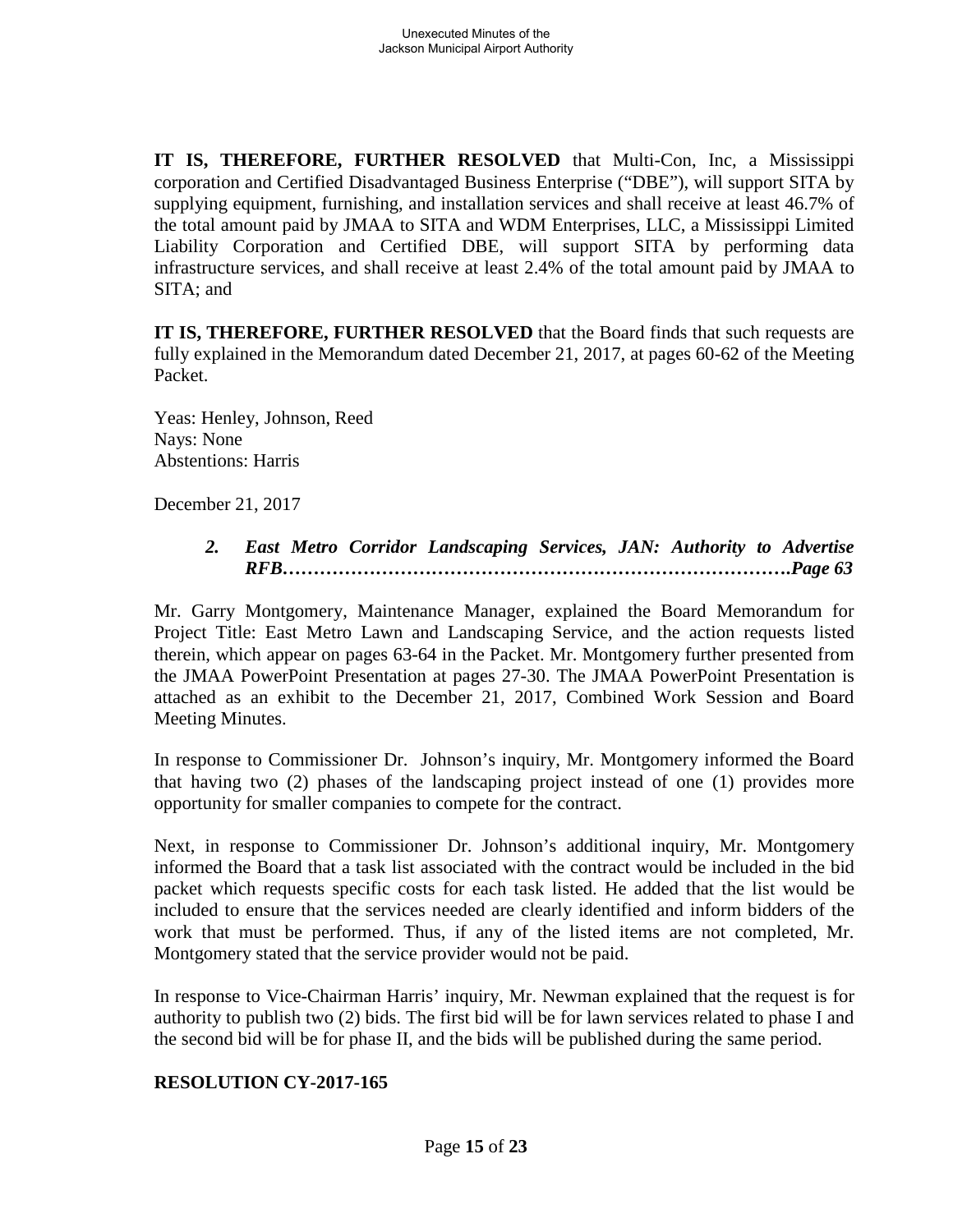**IT IS, THEREFORE, FURTHER RESOLVED** that Multi-Con, Inc, a Mississippi corporation and Certified Disadvantaged Business Enterprise ("DBE"), will support SITA by supplying equipment, furnishing, and installation services and shall receive at least 46.7% of the total amount paid by JMAA to SITA and WDM Enterprises, LLC, a Mississippi Limited Liability Corporation and Certified DBE, will support SITA by performing data infrastructure services, and shall receive at least 2.4% of the total amount paid by JMAA to SITA; and

**IT IS, THEREFORE, FURTHER RESOLVED** that the Board finds that such requests are fully explained in the Memorandum dated December 21, 2017, at pages 60-62 of the Meeting Packet.

Yeas: Henley, Johnson, Reed
Nays: None
Abstentions: Harris

December 21, 2017

> ***2. East Metro Corridor Landscaping Services, JAN: Authority to Advertise RFB……………………………………………………………………….Page 63***

Mr. Garry Montgomery, Maintenance Manager, explained the Board Memorandum for Project Title: East Metro Lawn and Landscaping Service, and the action requests listed therein, which appear on pages 63-64 in the Packet. Mr. Montgomery further presented from the JMAA PowerPoint Presentation at pages 27-30. The JMAA PowerPoint Presentation is attached as an exhibit to the December 21, 2017, Combined Work Session and Board Meeting Minutes.

In response to Commissioner Dr. Johnson's inquiry, Mr. Montgomery informed the Board that having two (2) phases of the landscaping project instead of one (1) provides more opportunity for smaller companies to compete for the contract.

Next, in response to Commissioner Dr. Johnson's additional inquiry, Mr. Montgomery informed the Board that a task list associated with the contract would be included in the bid packet which requests specific costs for each task listed. He added that the list would be included to ensure that the services needed are clearly identified and inform bidders of the work that must be performed. Thus, if any of the listed items are not completed, Mr. Montgomery stated that the service provider would not be paid.

In response to Vice-Chairman Harris' inquiry, Mr. Newman explained that the request is for authority to publish two (2) bids. The first bid will be for lawn services related to phase I and the second bid will be for phase II, and the bids will be published during the same period.

**RESOLUTION CY-2017-165**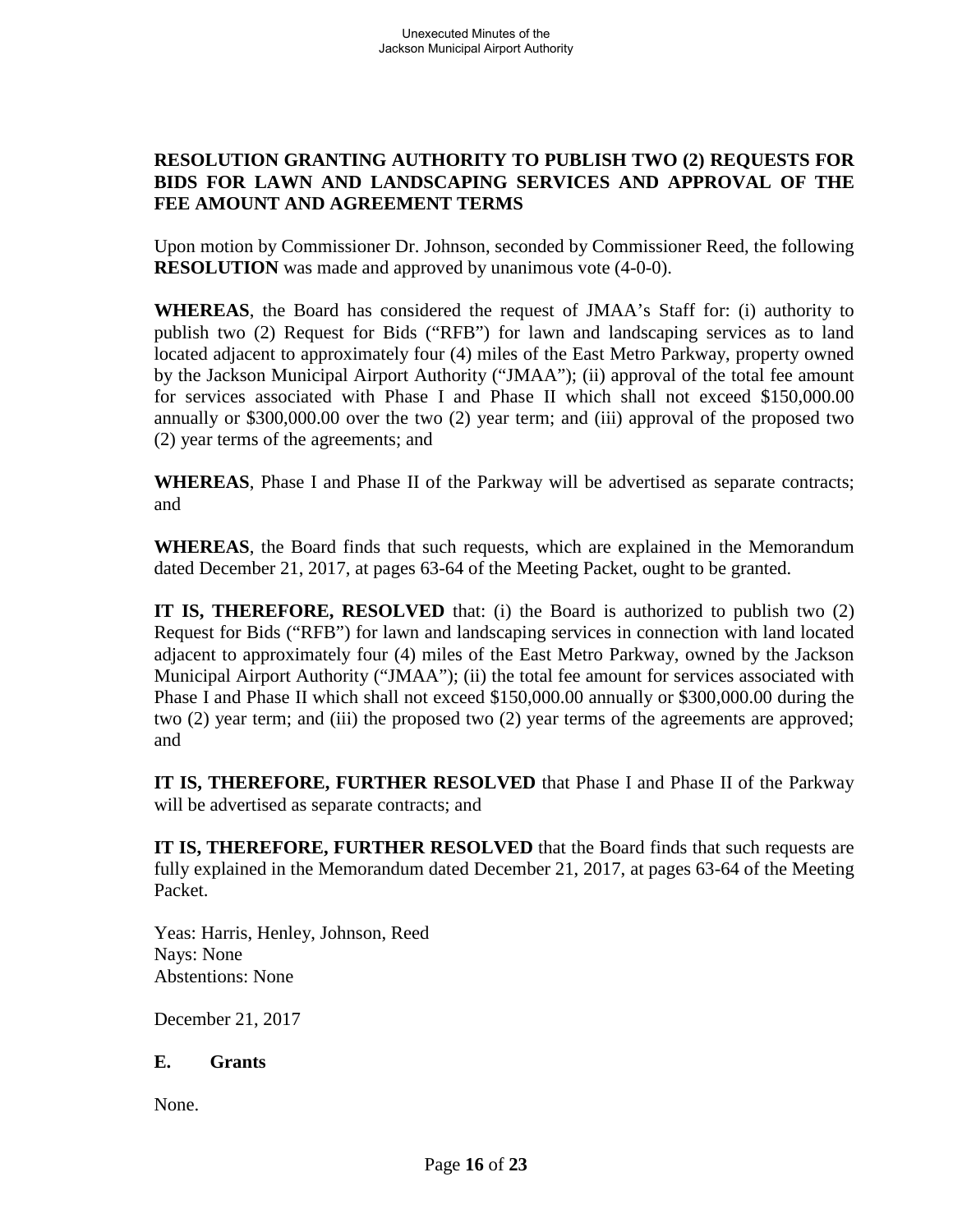**RESOLUTION GRANTING AUTHORITY TO PUBLISH TWO (2) REQUESTS FOR BIDS FOR LAWN AND LANDSCAPING SERVICES AND APPROVAL OF THE FEE AMOUNT AND AGREEMENT TERMS**

Upon motion by Commissioner Dr. Johnson, seconded by Commissioner Reed, the following **RESOLUTION** was made and approved by unanimous vote (4-0-0).

**WHEREAS**, the Board has considered the request of JMAA's Staff for: (i) authority to publish two (2) Request for Bids ("RFB") for lawn and landscaping services as to land located adjacent to approximately four (4) miles of the East Metro Parkway, property owned by the Jackson Municipal Airport Authority ("JMAA"); (ii) approval of the total fee amount for services associated with Phase I and Phase II which shall not exceed $150,000.00 annually or $300,000.00 over the two (2) year term; and (iii) approval of the proposed two (2) year terms of the agreements; and

**WHEREAS**, Phase I and Phase II of the Parkway will be advertised as separate contracts; and

**WHEREAS**, the Board finds that such requests, which are explained in the Memorandum dated December 21, 2017, at pages 63-64 of the Meeting Packet, ought to be granted.

**IT IS, THEREFORE, RESOLVED** that: (i) the Board is authorized to publish two (2) Request for Bids ("RFB") for lawn and landscaping services in connection with land located adjacent to approximately four (4) miles of the East Metro Parkway, owned by the Jackson Municipal Airport Authority ("JMAA"); (ii) the total fee amount for services associated with Phase I and Phase II which shall not exceed $150,000.00 annually or $300,000.00 during the two (2) year term; and (iii) the proposed two (2) year terms of the agreements are approved; and

**IT IS, THEREFORE, FURTHER RESOLVED** that Phase I and Phase II of the Parkway will be advertised as separate contracts; and

**IT IS, THEREFORE, FURTHER RESOLVED** that the Board finds that such requests are fully explained in the Memorandum dated December 21, 2017, at pages 63-64 of the Meeting Packet.

Yeas: Harris, Henley, Johnson, Reed
Nays: None
Abstentions: None

December 21, 2017

**E. Grants**

None.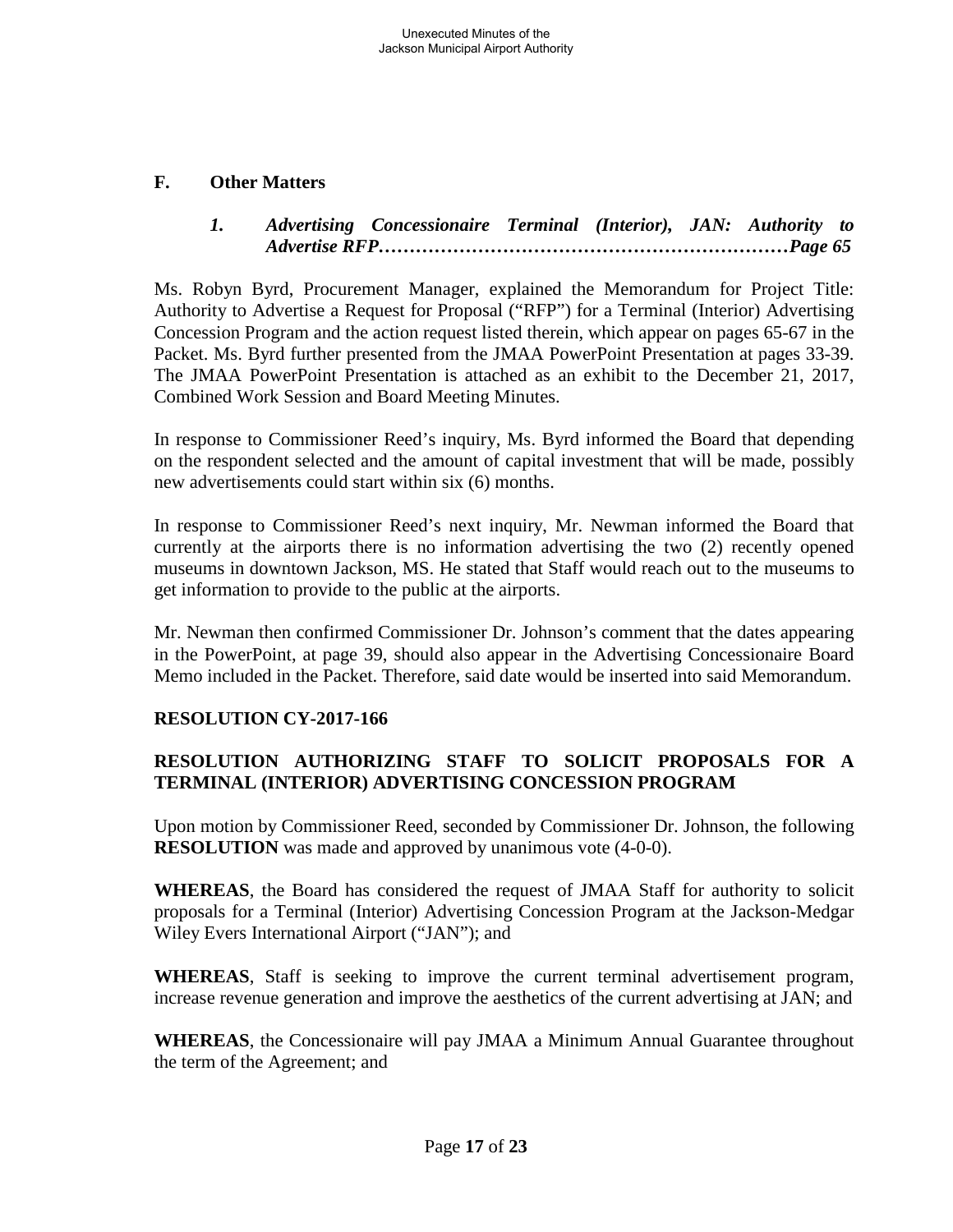## F. Other Matters

### *1. Advertising Concessionaire Terminal (Interior), JAN: Authority to Advertise RFP…………………………………………………………Page 65*

Ms. Robyn Byrd, Procurement Manager, explained the Memorandum for Project Title: Authority to Advertise a Request for Proposal ("RFP") for a Terminal (Interior) Advertising Concession Program and the action request listed therein, which appear on pages 65-67 in the Packet. Ms. Byrd further presented from the JMAA PowerPoint Presentation at pages 33-39. The JMAA PowerPoint Presentation is attached as an exhibit to the December 21, 2017, Combined Work Session and Board Meeting Minutes.

In response to Commissioner Reed's inquiry, Ms. Byrd informed the Board that depending on the respondent selected and the amount of capital investment that will be made, possibly new advertisements could start within six (6) months.

In response to Commissioner Reed's next inquiry, Mr. Newman informed the Board that currently at the airports there is no information advertising the two (2) recently opened museums in downtown Jackson, MS. He stated that Staff would reach out to the museums to get information to provide to the public at the airports.

Mr. Newman then confirmed Commissioner Dr. Johnson's comment that the dates appearing in the PowerPoint, at page 39, should also appear in the Advertising Concessionaire Board Memo included in the Packet. Therefore, said date would be inserted into said Memorandum.

**RESOLUTION CY-2017-166**

**RESOLUTION AUTHORIZING STAFF TO SOLICIT PROPOSALS FOR A TERMINAL (INTERIOR) ADVERTISING CONCESSION PROGRAM**

Upon motion by Commissioner Reed, seconded by Commissioner Dr. Johnson, the following **RESOLUTION** was made and approved by unanimous vote (4-0-0).

**WHEREAS**, the Board has considered the request of JMAA Staff for authority to solicit proposals for a Terminal (Interior) Advertising Concession Program at the Jackson-Medgar Wiley Evers International Airport ("JAN"); and

**WHEREAS**, Staff is seeking to improve the current terminal advertisement program, increase revenue generation and improve the aesthetics of the current advertising at JAN; and

**WHEREAS**, the Concessionaire will pay JMAA a Minimum Annual Guarantee throughout the term of the Agreement; and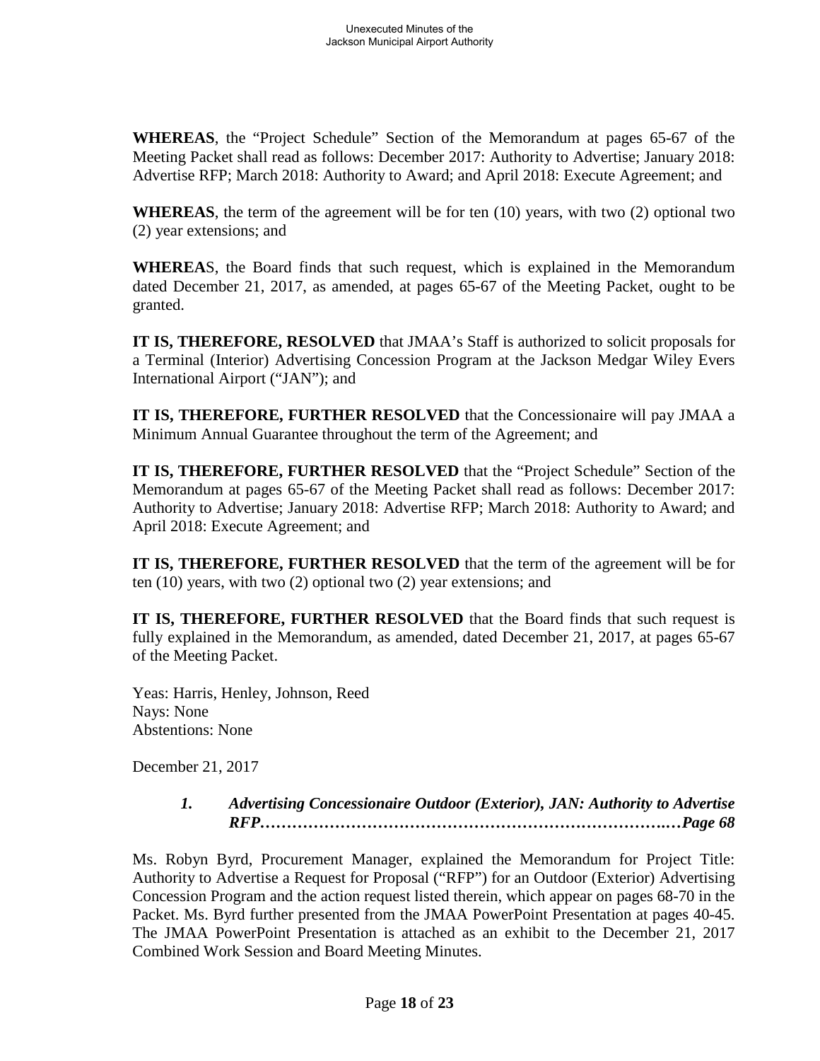**WHEREAS**, the "Project Schedule" Section of the Memorandum at pages 65-67 of the Meeting Packet shall read as follows: December 2017: Authority to Advertise; January 2018: Advertise RFP; March 2018: Authority to Award; and April 2018: Execute Agreement; and

**WHEREAS**, the term of the agreement will be for ten (10) years, with two (2) optional two (2) year extensions; and

**WHEREAS**, the Board finds that such request, which is explained in the Memorandum dated December 21, 2017, as amended, at pages 65-67 of the Meeting Packet, ought to be granted.

**IT IS, THEREFORE, RESOLVED** that JMAA's Staff is authorized to solicit proposals for a Terminal (Interior) Advertising Concession Program at the Jackson Medgar Wiley Evers International Airport ("JAN"); and

**IT IS, THEREFORE, FURTHER RESOLVED** that the Concessionaire will pay JMAA a Minimum Annual Guarantee throughout the term of the Agreement; and

**IT IS, THEREFORE, FURTHER RESOLVED** that the "Project Schedule" Section of the Memorandum at pages 65-67 of the Meeting Packet shall read as follows: December 2017: Authority to Advertise; January 2018: Advertise RFP; March 2018: Authority to Award; and April 2018: Execute Agreement; and

**IT IS, THEREFORE, FURTHER RESOLVED** that the term of the agreement will be for ten (10) years, with two (2) optional two (2) year extensions; and

**IT IS, THEREFORE, FURTHER RESOLVED** that the Board finds that such request is fully explained in the Memorandum, as amended, dated December 21, 2017, at pages 65-67 of the Meeting Packet.

Yeas: Harris, Henley, Johnson, Reed
Nays: None
Abstentions: None

December 21, 2017

### *1. Advertising Concessionaire Outdoor (Exterior), JAN: Authority to Advertise RFP………………………………………………………………….…Page 68*

Ms. Robyn Byrd, Procurement Manager, explained the Memorandum for Project Title: Authority to Advertise a Request for Proposal ("RFP") for an Outdoor (Exterior) Advertising Concession Program and the action request listed therein, which appear on pages 68-70 in the Packet. Ms. Byrd further presented from the JMAA PowerPoint Presentation at pages 40-45. The JMAA PowerPoint Presentation is attached as an exhibit to the December 21, 2017 Combined Work Session and Board Meeting Minutes.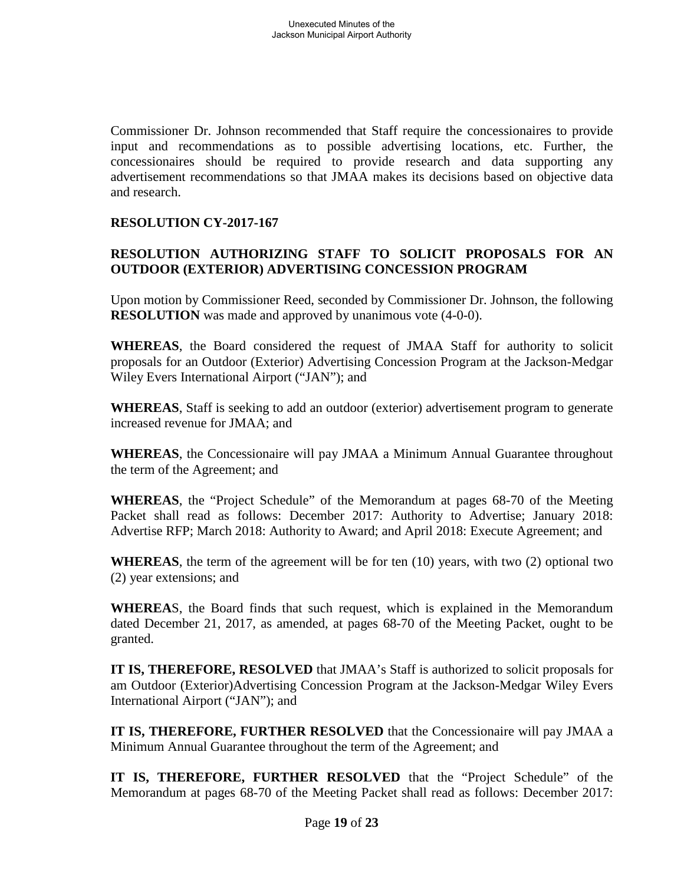Commissioner Dr. Johnson recommended that Staff require the concessionaires to provide input and recommendations as to possible advertising locations, etc. Further, the concessionaires should be required to provide research and data supporting any advertisement recommendations so that JMAA makes its decisions based on objective data and research.

**RESOLUTION CY-2017-167**

**RESOLUTION AUTHORIZING STAFF TO SOLICIT PROPOSALS FOR AN OUTDOOR (EXTERIOR) ADVERTISING CONCESSION PROGRAM**

Upon motion by Commissioner Reed, seconded by Commissioner Dr. Johnson, the following **RESOLUTION** was made and approved by unanimous vote (4-0-0).

**WHEREAS**, the Board considered the request of JMAA Staff for authority to solicit proposals for an Outdoor (Exterior) Advertising Concession Program at the Jackson-Medgar Wiley Evers International Airport ("JAN"); and

**WHEREAS**, Staff is seeking to add an outdoor (exterior) advertisement program to generate increased revenue for JMAA; and

**WHEREAS**, the Concessionaire will pay JMAA a Minimum Annual Guarantee throughout the term of the Agreement; and

**WHEREAS**, the "Project Schedule" of the Memorandum at pages 68-70 of the Meeting Packet shall read as follows: December 2017: Authority to Advertise; January 2018: Advertise RFP; March 2018: Authority to Award; and April 2018: Execute Agreement; and

**WHEREAS**, the term of the agreement will be for ten (10) years, with two (2) optional two (2) year extensions; and

**WHEREA**S, the Board finds that such request, which is explained in the Memorandum dated December 21, 2017, as amended, at pages 68-70 of the Meeting Packet, ought to be granted.

**IT IS, THEREFORE, RESOLVED** that JMAA's Staff is authorized to solicit proposals for am Outdoor (Exterior)Advertising Concession Program at the Jackson-Medgar Wiley Evers International Airport ("JAN"); and

**IT IS, THEREFORE, FURTHER RESOLVED** that the Concessionaire will pay JMAA a Minimum Annual Guarantee throughout the term of the Agreement; and

**IT IS, THEREFORE, FURTHER RESOLVED** that the "Project Schedule" of the Memorandum at pages 68-70 of the Meeting Packet shall read as follows: December 2017: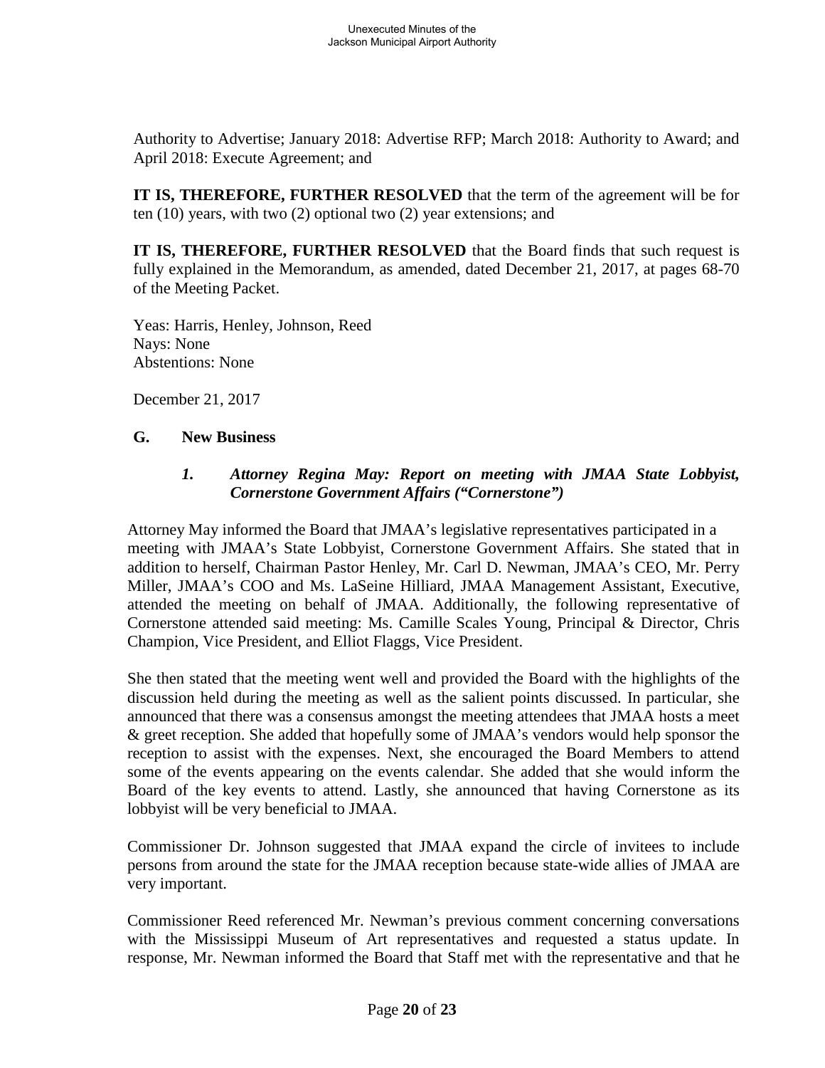Authority to Advertise; January 2018: Advertise RFP; March 2018: Authority to Award; and April 2018: Execute Agreement; and

**IT IS, THEREFORE, FURTHER RESOLVED** that the term of the agreement will be for ten (10) years, with two (2) optional two (2) year extensions; and

**IT IS, THEREFORE, FURTHER RESOLVED** that the Board finds that such request is fully explained in the Memorandum, as amended, dated December 21, 2017, at pages 68-70 of the Meeting Packet.

Yeas: Harris, Henley, Johnson, Reed
Nays: None
Abstentions: None

December 21, 2017

**G. New Business**

***1. Attorney Regina May: Report on meeting with JMAA State Lobbyist, Cornerstone Government Affairs ("Cornerstone")***

Attorney May informed the Board that JMAA's legislative representatives participated in a meeting with JMAA's State Lobbyist, Cornerstone Government Affairs. She stated that in addition to herself, Chairman Pastor Henley, Mr. Carl D. Newman, JMAA's CEO, Mr. Perry Miller, JMAA's COO and Ms. LaSeine Hilliard, JMAA Management Assistant, Executive, attended the meeting on behalf of JMAA. Additionally, the following representative of Cornerstone attended said meeting: Ms. Camille Scales Young, Principal & Director, Chris Champion, Vice President, and Elliot Flaggs, Vice President.

She then stated that the meeting went well and provided the Board with the highlights of the discussion held during the meeting as well as the salient points discussed. In particular, she announced that there was a consensus amongst the meeting attendees that JMAA hosts a meet & greet reception. She added that hopefully some of JMAA's vendors would help sponsor the reception to assist with the expenses. Next, she encouraged the Board Members to attend some of the events appearing on the events calendar. She added that she would inform the Board of the key events to attend. Lastly, she announced that having Cornerstone as its lobbyist will be very beneficial to JMAA.

Commissioner Dr. Johnson suggested that JMAA expand the circle of invitees to include persons from around the state for the JMAA reception because state-wide allies of JMAA are very important.

Commissioner Reed referenced Mr. Newman's previous comment concerning conversations with the Mississippi Museum of Art representatives and requested a status update. In response, Mr. Newman informed the Board that Staff met with the representative and that he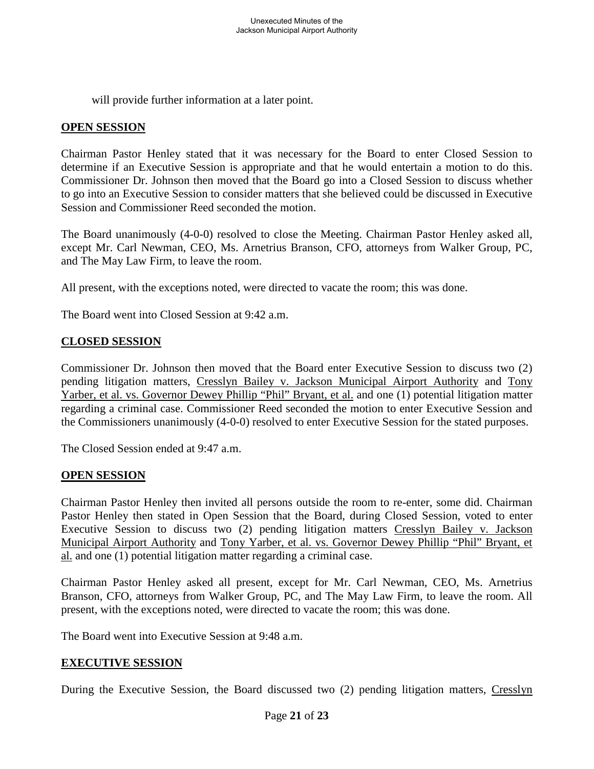will provide further information at a later point.

## OPEN SESSION

Chairman Pastor Henley stated that it was necessary for the Board to enter Closed Session to determine if an Executive Session is appropriate and that he would entertain a motion to do this. Commissioner Dr. Johnson then moved that the Board go into a Closed Session to discuss whether to go into an Executive Session to consider matters that she believed could be discussed in Executive Session and Commissioner Reed seconded the motion.

The Board unanimously (4-0-0) resolved to close the Meeting. Chairman Pastor Henley asked all, except Mr. Carl Newman, CEO, Ms. Arnetrius Branson, CFO, attorneys from Walker Group, PC, and The May Law Firm, to leave the room.

All present, with the exceptions noted, were directed to vacate the room; this was done.

The Board went into Closed Session at 9:42 a.m.

## CLOSED SESSION

Commissioner Dr. Johnson then moved that the Board enter Executive Session to discuss two (2) pending litigation matters, Cresslyn Bailey v. Jackson Municipal Airport Authority and Tony Yarber, et al. vs. Governor Dewey Phillip "Phil" Bryant, et al. and one (1) potential litigation matter regarding a criminal case. Commissioner Reed seconded the motion to enter Executive Session and the Commissioners unanimously (4-0-0) resolved to enter Executive Session for the stated purposes.

The Closed Session ended at 9:47 a.m.

## OPEN SESSION

Chairman Pastor Henley then invited all persons outside the room to re-enter, some did. Chairman Pastor Henley then stated in Open Session that the Board, during Closed Session, voted to enter Executive Session to discuss two (2) pending litigation matters Cresslyn Bailey v. Jackson Municipal Airport Authority and Tony Yarber, et al. vs. Governor Dewey Phillip "Phil" Bryant, et al. and one (1) potential litigation matter regarding a criminal case.

Chairman Pastor Henley asked all present, except for Mr. Carl Newman, CEO, Ms. Arnetrius Branson, CFO, attorneys from Walker Group, PC, and The May Law Firm, to leave the room. All present, with the exceptions noted, were directed to vacate the room; this was done.

The Board went into Executive Session at 9:48 a.m.

## EXECUTIVE SESSION

During the Executive Session, the Board discussed two (2) pending litigation matters, Cresslyn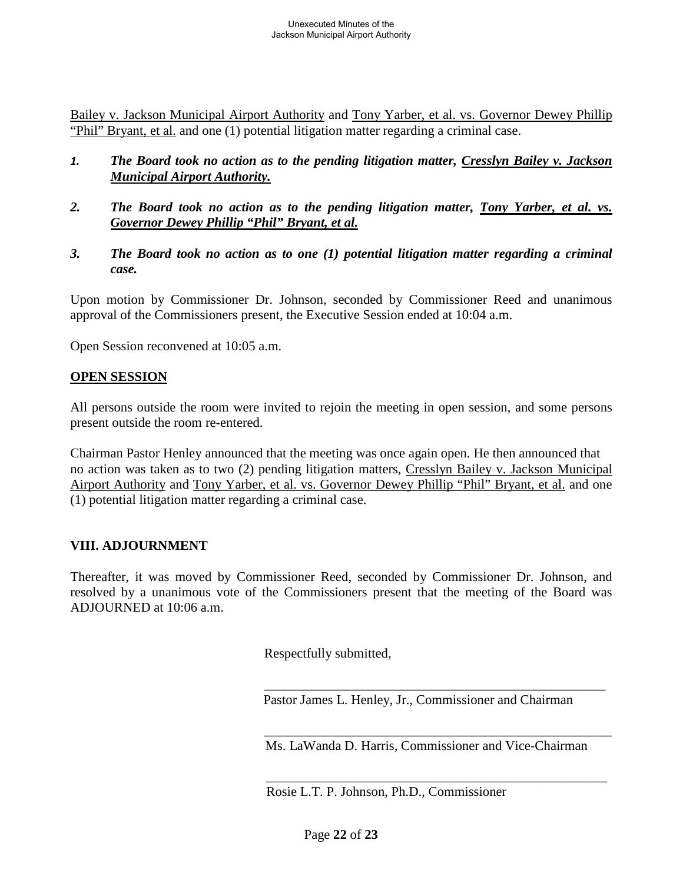Bailey v. Jackson Municipal Airport Authority and Tony Yarber, et al. vs. Governor Dewey Phillip "Phil" Bryant, et al. and one (1) potential litigation matter regarding a criminal case.

1. ***The Board took no action as to the pending litigation matter, Cresslyn Bailey v. Jackson Municipal Airport Authority.***

2. ***The Board took no action as to the pending litigation matter, Tony Yarber, et al. vs. Governor Dewey Phillip "Phil" Bryant, et al.***

3. ***The Board took no action as to one (1) potential litigation matter regarding a criminal case.***

Upon motion by Commissioner Dr. Johnson, seconded by Commissioner Reed and unanimous approval of the Commissioners present, the Executive Session ended at 10:04 a.m.

Open Session reconvened at 10:05 a.m.

## OPEN SESSION

All persons outside the room were invited to rejoin the meeting in open session, and some persons present outside the room re-entered.

Chairman Pastor Henley announced that the meeting was once again open. He then announced that no action was taken as to two (2) pending litigation matters, Cresslyn Bailey v. Jackson Municipal Airport Authority and Tony Yarber, et al. vs. Governor Dewey Phillip "Phil" Bryant, et al. and one (1) potential litigation matter regarding a criminal case.

## VIII. ADJOURNMENT

Thereafter, it was moved by Commissioner Reed, seconded by Commissioner Dr. Johnson, and resolved by a unanimous vote of the Commissioners present that the meeting of the Board was ADJOURNED at 10:06 a.m.

Respectfully submitted,

\_\_\_\_\_\_\_\_\_\_\_\_\_\_\_\_\_\_\_\_\_\_\_\_\_\_\_\_\_\_\_\_\_\_\_\_\_\_\_\_\_\_\_\_\_\_\_\_\_\_\_\_

Pastor James L. Henley, Jr., Commissioner and Chairman

\_\_\_\_\_\_\_\_\_\_\_\_\_\_\_\_\_\_\_\_\_\_\_\_\_\_\_\_\_\_\_\_\_\_\_\_\_\_\_\_\_\_\_\_\_\_\_\_\_\_\_\_

Ms. LaWanda D. Harris, Commissioner and Vice-Chairman

\_\_\_\_\_\_\_\_\_\_\_\_\_\_\_\_\_\_\_\_\_\_\_\_\_\_\_\_\_\_\_\_\_\_\_\_\_\_\_\_\_\_\_\_\_\_\_\_\_\_\_\_

Rosie L.T. P. Johnson, Ph.D., Commissioner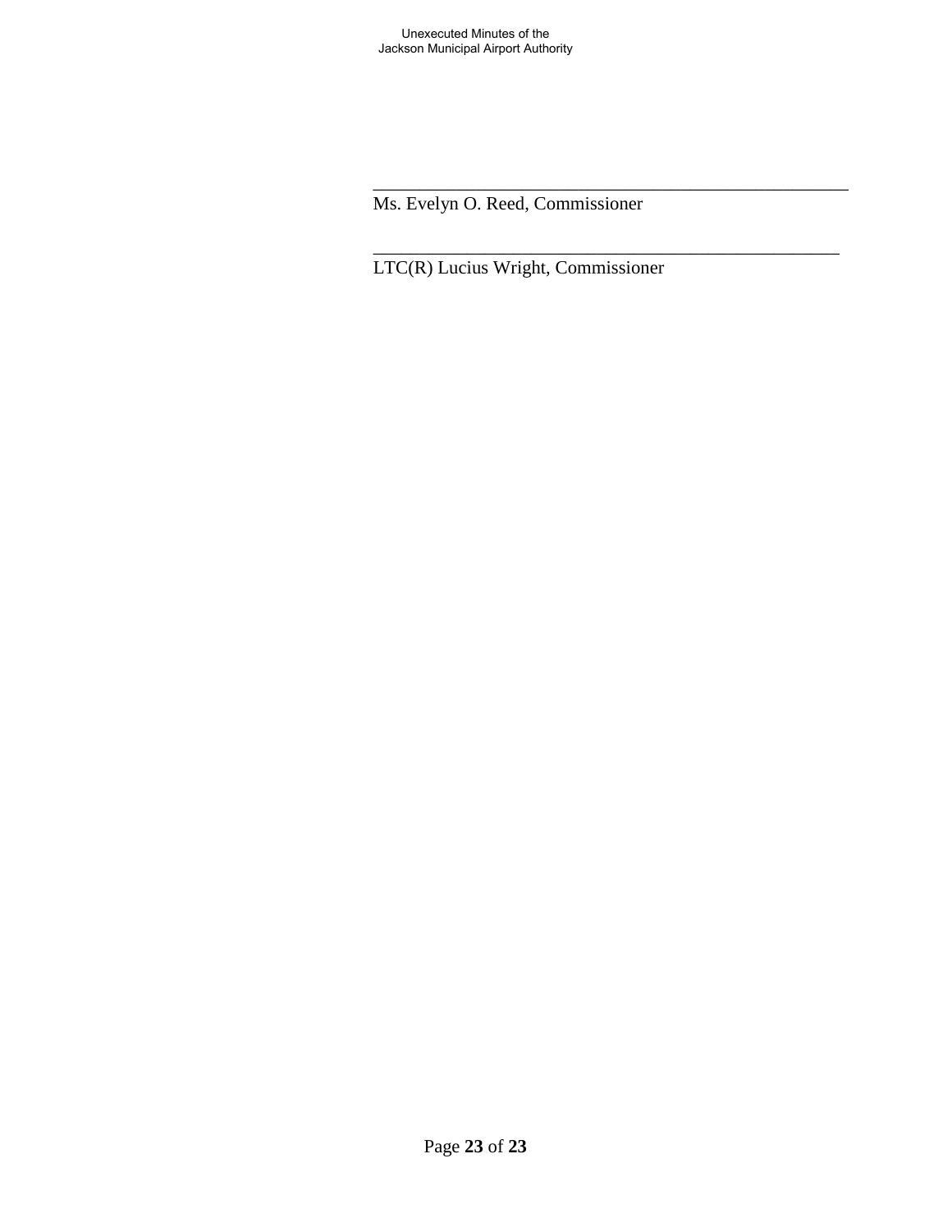\_\_\_\_\_\_\_\_\_\_\_\_\_\_\_\_\_\_\_\_\_\_\_\_\_\_\_\_\_\_\_\_\_\_\_\_\_\_\_\_\_\_\_\_\_\_\_\_\_\_\_

Ms. Evelyn O. Reed, Commissioner

\_\_\_\_\_\_\_\_\_\_\_\_\_\_\_\_\_\_\_\_\_\_\_\_\_\_\_\_\_\_\_\_\_\_\_\_\_\_\_\_\_\_\_\_\_\_\_\_\_\_\_

LTC(R) Lucius Wright, Commissioner